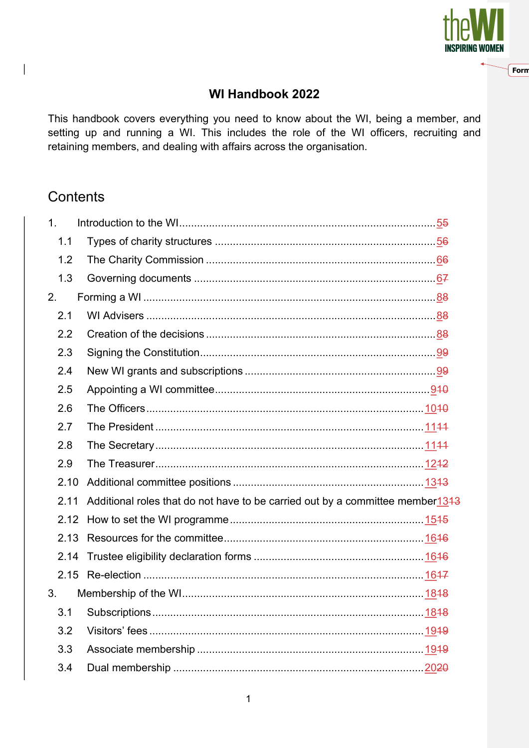# WI Handbook 2022

This handbook covers everything you need to know about the WI, being a member, and setting up and running a WI. This includes the role of the WI officers, recruiting and retaining members, and dealing with affairs across the organisation.

## Contents

1. Introduction to the WI ..... 5
   - 1.1 Types of charity structures ..... 5
   - 1.2 The Charity Commission ..... 6
   - 1.3 Governing documents ..... 6
2. Forming a WI ..... 8
   - 2.1 WI Advisers ..... 8
   - 2.2 Creation of the decisions ..... 8
   - 2.3 Signing the Constitution ..... 9
   - 2.4 New WI grants and subscriptions ..... 9
   - 2.5 Appointing a WI committee ..... 9
   - 2.6 The Officers ..... 10
   - 2.7 The President ..... 11
   - 2.8 The Secretary ..... 11
   - 2.9 The Treasurer ..... 12
   - 2.10 Additional committee positions ..... 13
   - 2.11 Additional roles that do not have to be carried out by a committee member ..... 13
   - 2.12 How to set the WI programme ..... 15
   - 2.13 Resources for the committee ..... 16
   - 2.14 Trustee eligibility declaration forms ..... 16
   - 2.15 Re-election ..... 16
3. Membership of the WI ..... 18
   - 3.1 Subscriptions ..... 18
   - 3.2 Visitors' fees ..... 19
   - 3.3 Associate membership ..... 19
   - 3.4 Dual membership ..... 20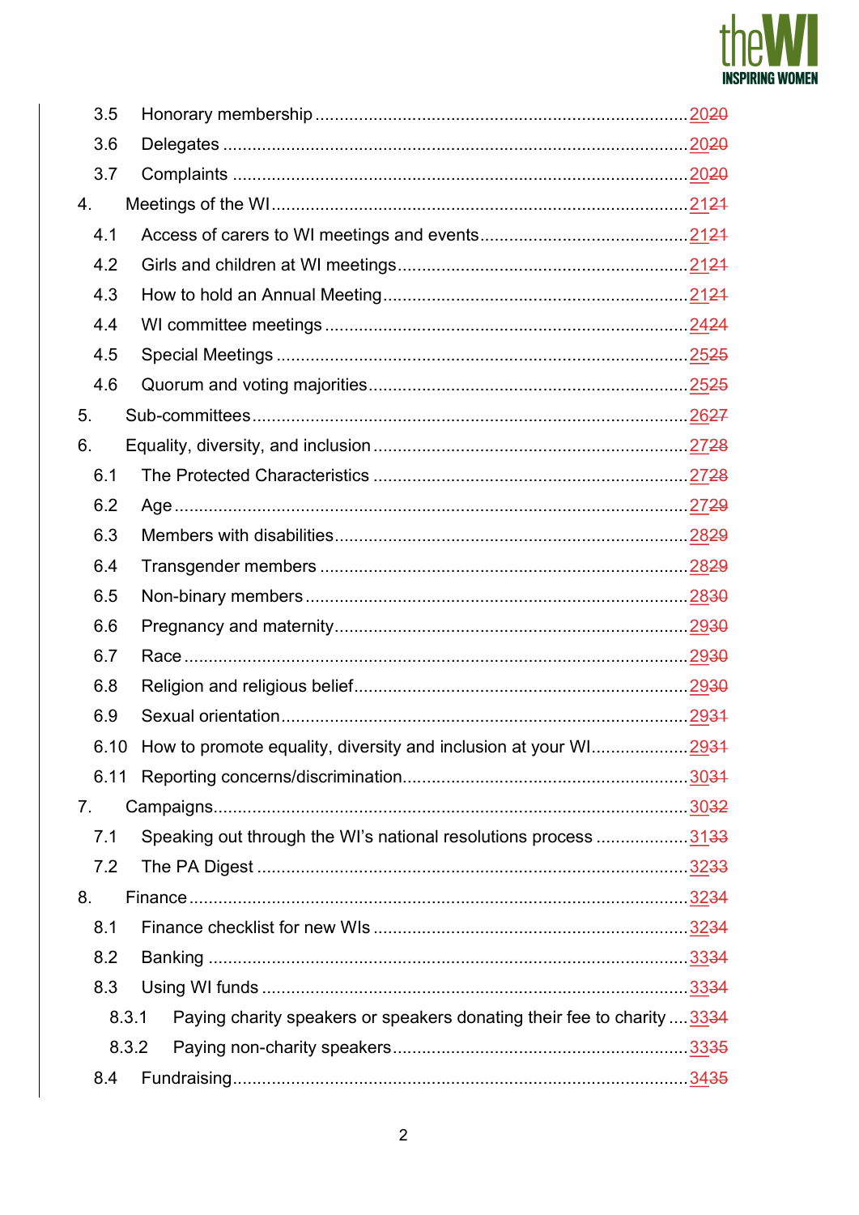| | | |
|---|---|---|
| 3.5 | Honorary membership | 20~~20~~ |
| 3.6 | Delegates | 20~~20~~ |
| 3.7 | Complaints | 20~~20~~ |
| 4. | Meetings of the WI | 21~~21~~ |
| 4.1 | Access of carers to WI meetings and events | 21~~21~~ |
| 4.2 | Girls and children at WI meetings | 21~~21~~ |
| 4.3 | How to hold an Annual Meeting | 21~~21~~ |
| 4.4 | WI committee meetings | 24~~24~~ |
| 4.5 | Special Meetings | 25~~25~~ |
| 4.6 | Quorum and voting majorities | 25~~25~~ |
| 5. | Sub-committees | 26~~27~~ |
| 6. | Equality, diversity, and inclusion | 27~~28~~ |
| 6.1 | The Protected Characteristics | 27~~28~~ |
| 6.2 | Age | 27~~29~~ |
| 6.3 | Members with disabilities | 28~~29~~ |
| 6.4 | Transgender members | 28~~29~~ |
| 6.5 | Non-binary members | 28~~30~~ |
| 6.6 | Pregnancy and maternity | 29~~30~~ |
| 6.7 | Race | 29~~30~~ |
| 6.8 | Religion and religious belief | 29~~30~~ |
| 6.9 | Sexual orientation | 29~~31~~ |
| 6.10 | How to promote equality, diversity and inclusion at your WI | 29~~31~~ |
| 6.11 | Reporting concerns/discrimination | 30~~31~~ |
| 7. | Campaigns | 30~~32~~ |
| 7.1 | Speaking out through the WI's national resolutions process | 31~~33~~ |
| 7.2 | The PA Digest | 32~~33~~ |
| 8. | Finance | 32~~34~~ |
| 8.1 | Finance checklist for new WIs | 32~~34~~ |
| 8.2 | Banking | 33~~34~~ |
| 8.3 | Using WI funds | 33~~34~~ |
| 8.3.1 | Paying charity speakers or speakers donating their fee to charity | 33~~34~~ |
| 8.3.2 | Paying non-charity speakers | 33~~35~~ |
| 8.4 | Fundraising | 34~~35~~ |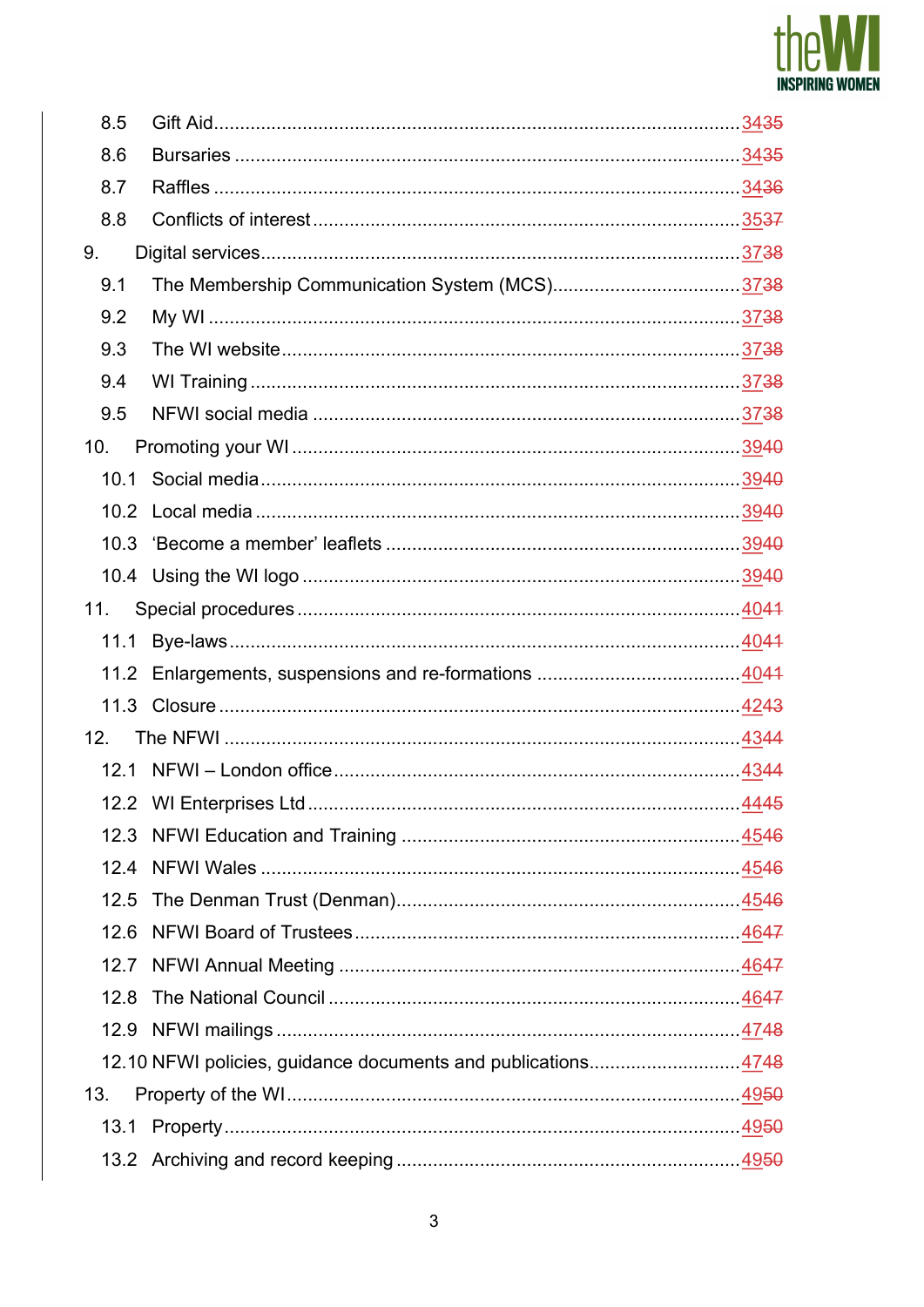8.5 Gift Aid 34~~35~~

8.6 Bursaries 34~~35~~

8.7 Raffles 34~~36~~

8.8 Conflicts of interest 35~~37~~

9. Digital services 37~~38~~

9.1 The Membership Communication System (MCS) 37~~38~~

9.2 My WI 37~~38~~

9.3 The WI website 37~~38~~

9.4 WI Training 37~~38~~

9.5 NFWI social media 37~~38~~

10. Promoting your WI 39~~40~~

10.1 Social media 39~~40~~

10.2 Local media 39~~40~~

10.3 ‘Become a member’ leaflets 39~~40~~

10.4 Using the WI logo 39~~40~~

11. Special procedures 40~~41~~

11.1 Bye-laws 40~~41~~

11.2 Enlargements, suspensions and re-formations 40~~41~~

11.3 Closure 42~~43~~

12. The NFWI 43~~44~~

12.1 NFWI – London office 43~~44~~

12.2 WI Enterprises Ltd 44~~45~~

12.3 NFWI Education and Training 45~~46~~

12.4 NFWI Wales 45~~46~~

12.5 The Denman Trust (Denman) 45~~46~~

12.6 NFWI Board of Trustees 46~~47~~

12.7 NFWI Annual Meeting 46~~47~~

12.8 The National Council 46~~47~~

12.9 NFWI mailings 47~~48~~

12.10 NFWI policies, guidance documents and publications 47~~48~~

13. Property of the WI 49~~50~~

13.1 Property 49~~50~~

13.2 Archiving and record keeping 49~~50~~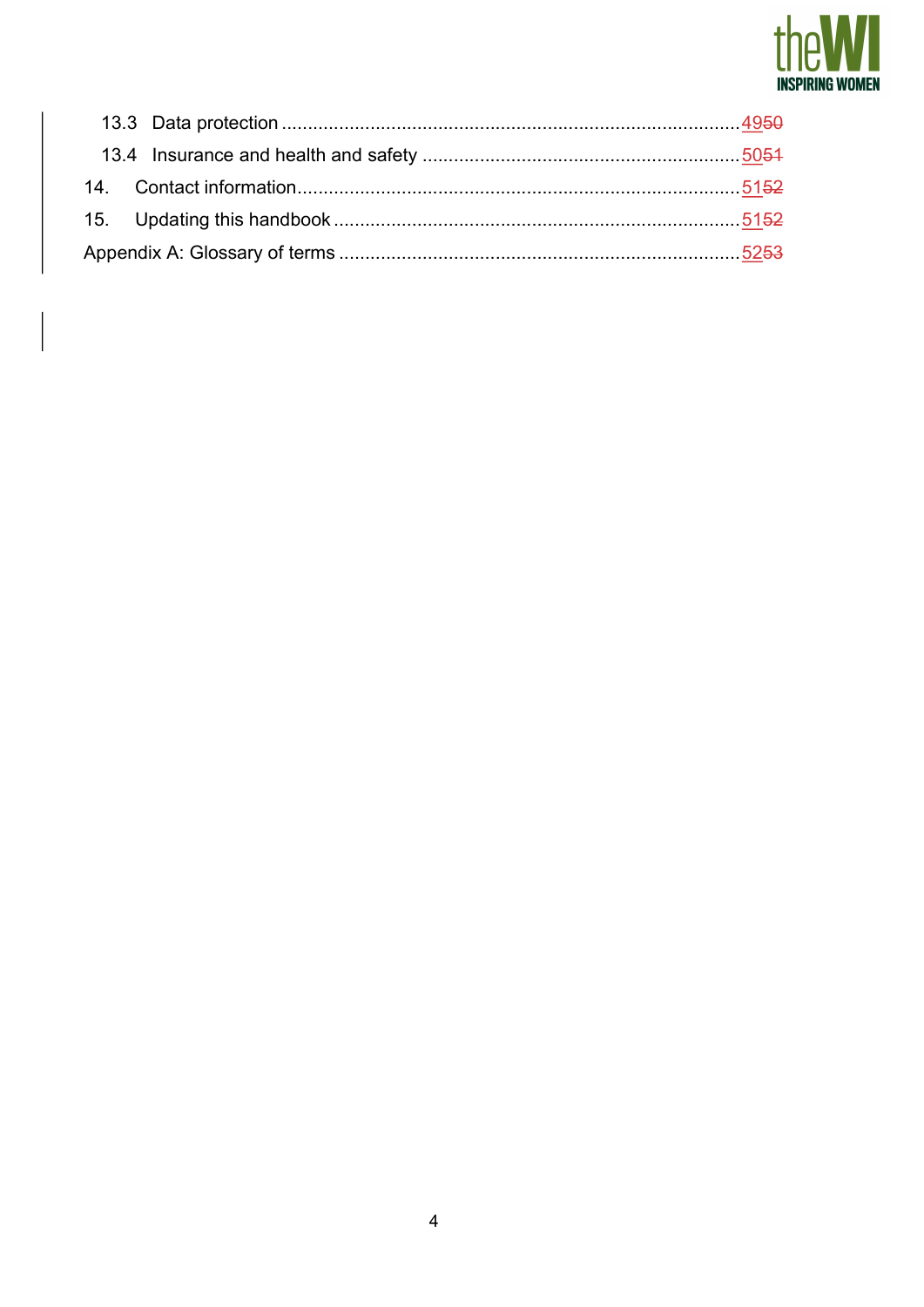13.3 Data protection ........................................................................................ 4950

13.4 Insurance and health and safety ............................................................ 5051

14. Contact information .................................................................................... 5152

15. Updating this handbook ............................................................................. 5152

Appendix A: Glossary of terms ............................................................................ 5253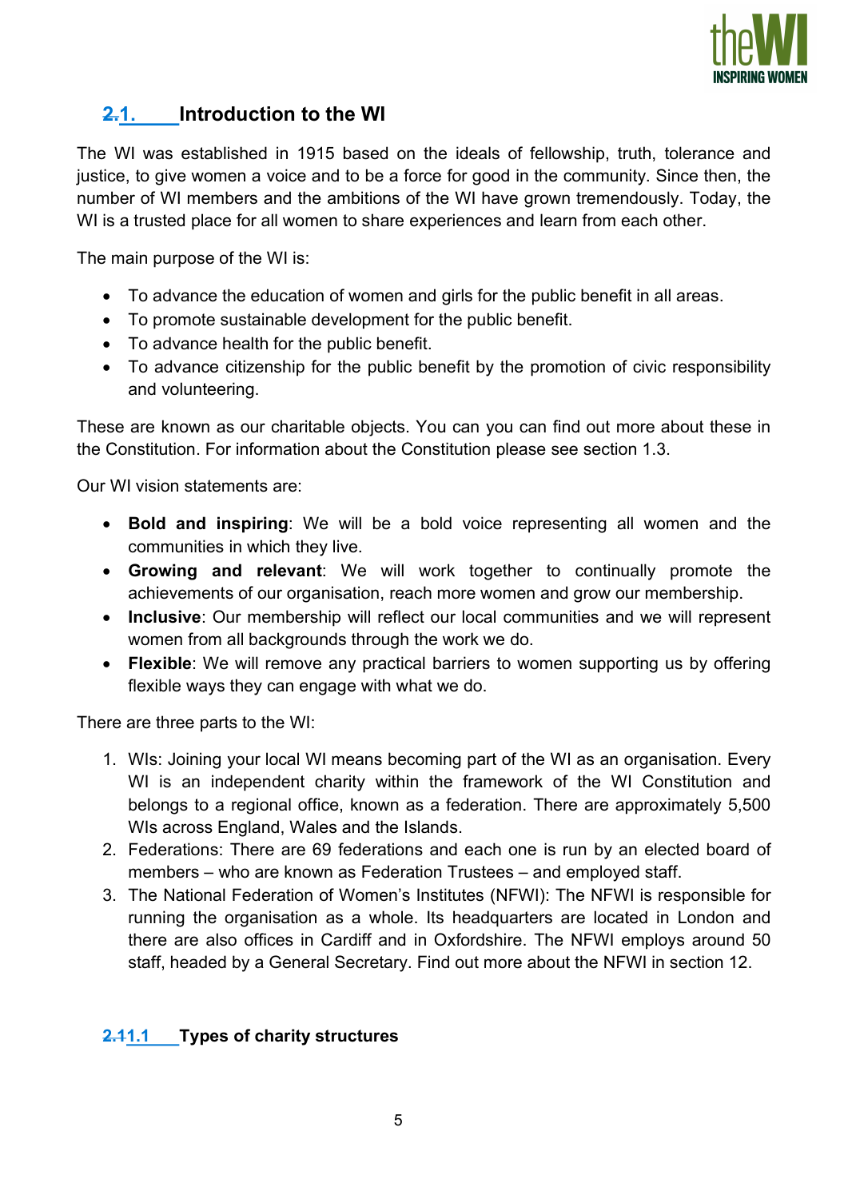## 1. Introduction to the WI

The WI was established in 1915 based on the ideals of fellowship, truth, tolerance and justice, to give women a voice and to be a force for good in the community. Since then, the number of WI members and the ambitions of the WI have grown tremendously. Today, the WI is a trusted place for all women to share experiences and learn from each other.

The main purpose of the WI is:

- To advance the education of women and girls for the public benefit in all areas.
- To promote sustainable development for the public benefit.
- To advance health for the public benefit.
- To advance citizenship for the public benefit by the promotion of civic responsibility and volunteering.

These are known as our charitable objects. You can you can find out more about these in the Constitution. For information about the Constitution please see section 1.3.

Our WI vision statements are:

- **Bold and inspiring**: We will be a bold voice representing all women and the communities in which they live.
- **Growing and relevant**: We will work together to continually promote the achievements of our organisation, reach more women and grow our membership.
- **Inclusive**: Our membership will reflect our local communities and we will represent women from all backgrounds through the work we do.
- **Flexible**: We will remove any practical barriers to women supporting us by offering flexible ways they can engage with what we do.

There are three parts to the WI:

1. WIs: Joining your local WI means becoming part of the WI as an organisation. Every WI is an independent charity within the framework of the WI Constitution and belongs to a regional office, known as a federation. There are approximately 5,500 WIs across England, Wales and the Islands.
2. Federations: There are 69 federations and each one is run by an elected board of members – who are known as Federation Trustees – and employed staff.
3. The National Federation of Women's Institutes (NFWI): The NFWI is responsible for running the organisation as a whole. Its headquarters are located in London and there are also offices in Cardiff and in Oxfordshire. The NFWI employs around 50 staff, headed by a General Secretary. Find out more about the NFWI in section 12.

### 1.1 Types of charity structures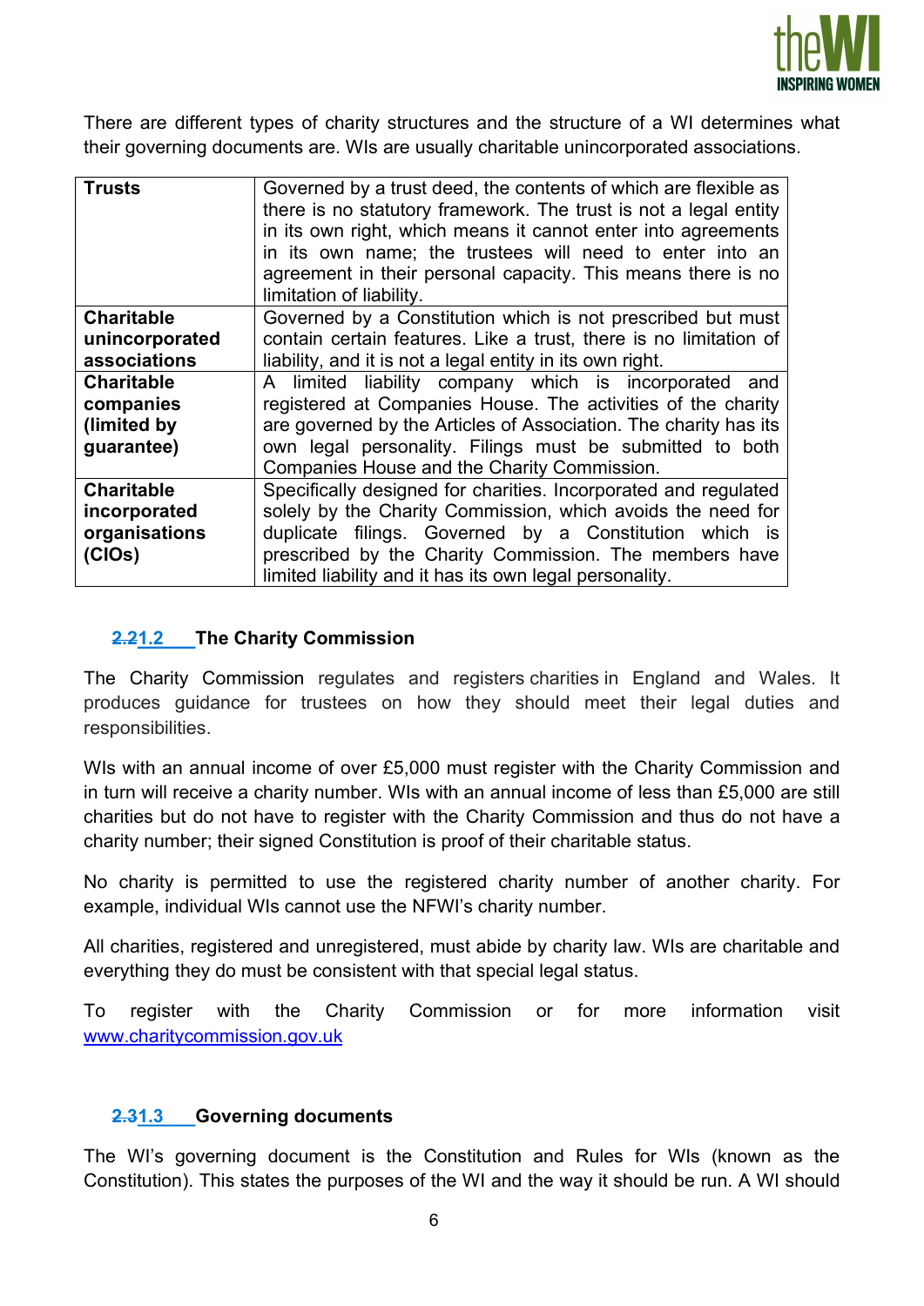There are different types of charity structures and the structure of a WI determines what their governing documents are. WIs are usually charitable unincorporated associations.

| | |
|---|---|
| **Trusts** | Governed by a trust deed, the contents of which are flexible as there is no statutory framework. The trust is not a legal entity in its own right, which means it cannot enter into agreements in its own name; the trustees will need to enter into an agreement in their personal capacity. This means there is no limitation of liability. |
| **Charitable unincorporated associations** | Governed by a Constitution which is not prescribed but must contain certain features. Like a trust, there is no limitation of liability, and it is not a legal entity in its own right. |
| **Charitable companies (limited by guarantee)** | A limited liability company which is incorporated and registered at Companies House. The activities of the charity are governed by the Articles of Association. The charity has its own legal personality. Filings must be submitted to both Companies House and the Charity Commission. |
| **Charitable incorporated organisations (CIOs)** | Specifically designed for charities. Incorporated and regulated solely by the Charity Commission, which avoids the need for duplicate filings. Governed by a Constitution which is prescribed by the Charity Commission. The members have limited liability and it has its own legal personality. |

### 1.2 The Charity Commission

The Charity Commission regulates and registers charities in England and Wales. It produces guidance for trustees on how they should meet their legal duties and responsibilities.

WIs with an annual income of over £5,000 must register with the Charity Commission and in turn will receive a charity number. WIs with an annual income of less than £5,000 are still charities but do not have to register with the Charity Commission and thus do not have a charity number; their signed Constitution is proof of their charitable status.

No charity is permitted to use the registered charity number of another charity. For example, individual WIs cannot use the NFWI's charity number.

All charities, registered and unregistered, must abide by charity law. WIs are charitable and everything they do must be consistent with that special legal status.

To register with the Charity Commission or for more information visit www.charitycommission.gov.uk

### 1.3 Governing documents

The WI's governing document is the Constitution and Rules for WIs (known as the Constitution). This states the purposes of the WI and the way it should be run. A WI should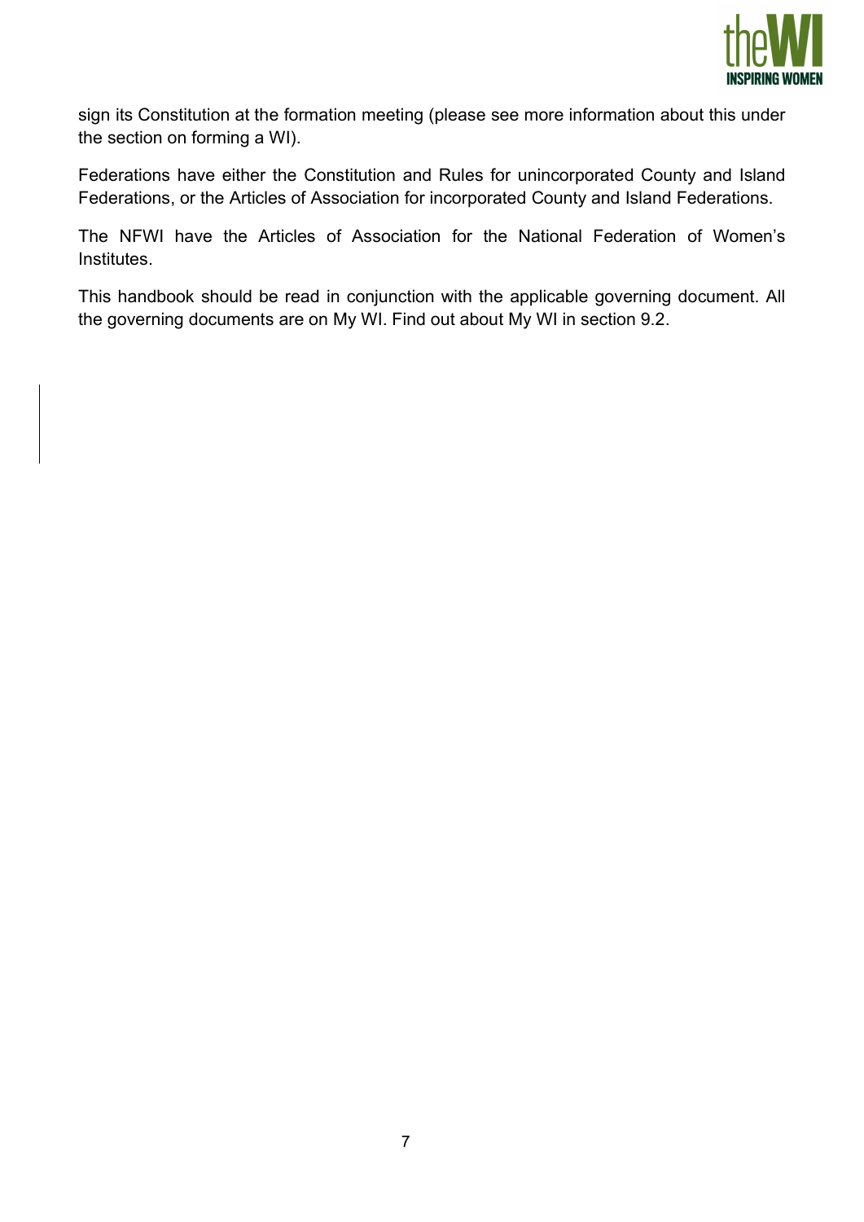sign its Constitution at the formation meeting (please see more information about this under the section on forming a WI).

Federations have either the Constitution and Rules for unincorporated County and Island Federations, or the Articles of Association for incorporated County and Island Federations.

The NFWI have the Articles of Association for the National Federation of Women's Institutes.

This handbook should be read in conjunction with the applicable governing document. All the governing documents are on My WI. Find out about My WI in section 9.2.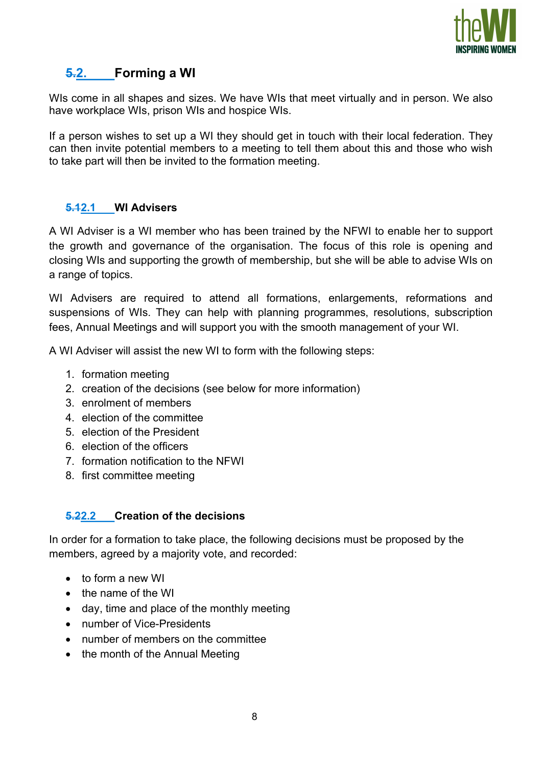## 5.2. Forming a WI

WIs come in all shapes and sizes. We have WIs that meet virtually and in person. We also have workplace WIs, prison WIs and hospice WIs.

If a person wishes to set up a WI they should get in touch with their local federation. They can then invite potential members to a meeting to tell them about this and those who wish to take part will then be invited to the formation meeting.

### 5.12.1 WI Advisers

A WI Adviser is a WI member who has been trained by the NFWI to enable her to support the growth and governance of the organisation. The focus of this role is opening and closing WIs and supporting the growth of membership, but she will be able to advise WIs on a range of topics.

WI Advisers are required to attend all formations, enlargements, reformations and suspensions of WIs. They can help with planning programmes, resolutions, subscription fees, Annual Meetings and will support you with the smooth management of your WI.

A WI Adviser will assist the new WI to form with the following steps:

1. formation meeting
2. creation of the decisions (see below for more information)
3. enrolment of members
4. election of the committee
5. election of the President
6. election of the officers
7. formation notification to the NFWI
8. first committee meeting

### 5.22.2 Creation of the decisions

In order for a formation to take place, the following decisions must be proposed by the members, agreed by a majority vote, and recorded:

- to form a new WI
- the name of the WI
- day, time and place of the monthly meeting
- number of Vice-Presidents
- number of members on the committee
- the month of the Annual Meeting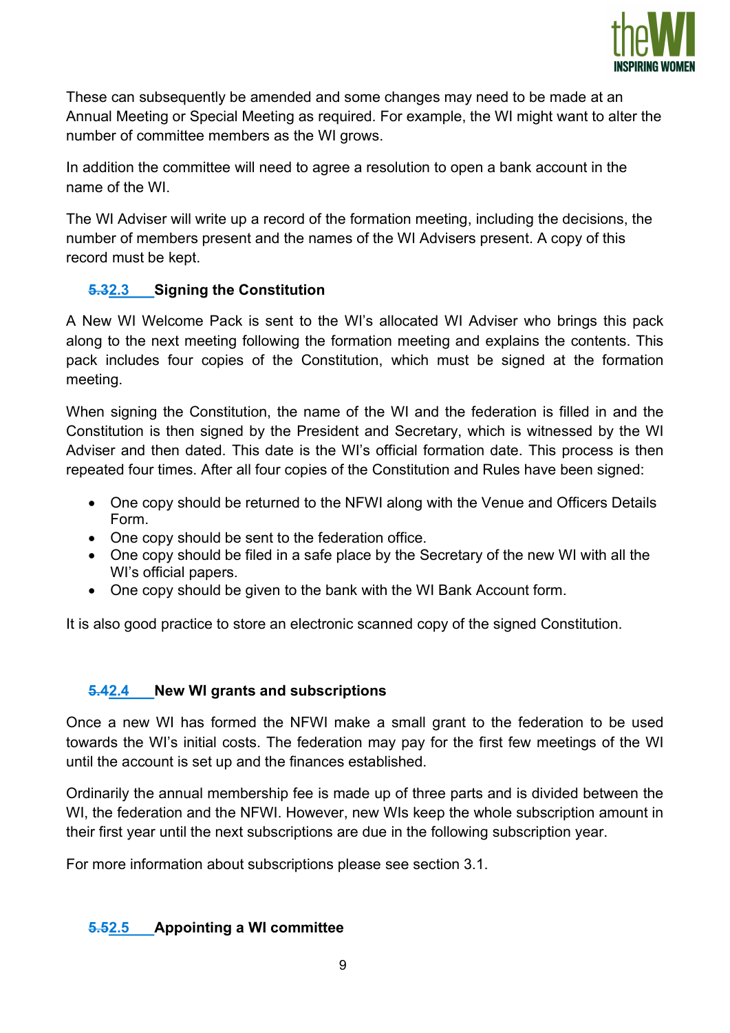These can subsequently be amended and some changes may need to be made at an Annual Meeting or Special Meeting as required. For example, the WI might want to alter the number of committee members as the WI grows.

In addition the committee will need to agree a resolution to open a bank account in the name of the WI.

The WI Adviser will write up a record of the formation meeting, including the decisions, the number of members present and the names of the WI Advisers present. A copy of this record must be kept.

### ~~5.3~~2.3 Signing the Constitution

A New WI Welcome Pack is sent to the WI's allocated WI Adviser who brings this pack along to the next meeting following the formation meeting and explains the contents. This pack includes four copies of the Constitution, which must be signed at the formation meeting.

When signing the Constitution, the name of the WI and the federation is filled in and the Constitution is then signed by the President and Secretary, which is witnessed by the WI Adviser and then dated. This date is the WI's official formation date. This process is then repeated four times. After all four copies of the Constitution and Rules have been signed:

- One copy should be returned to the NFWI along with the Venue and Officers Details Form.
- One copy should be sent to the federation office.
- One copy should be filed in a safe place by the Secretary of the new WI with all the WI's official papers.
- One copy should be given to the bank with the WI Bank Account form.

It is also good practice to store an electronic scanned copy of the signed Constitution.

### ~~5.4~~2.4 New WI grants and subscriptions

Once a new WI has formed the NFWI make a small grant to the federation to be used towards the WI's initial costs. The federation may pay for the first few meetings of the WI until the account is set up and the finances established.

Ordinarily the annual membership fee is made up of three parts and is divided between the WI, the federation and the NFWI. However, new WIs keep the whole subscription amount in their first year until the next subscriptions are due in the following subscription year.

For more information about subscriptions please see section 3.1.

### ~~5.5~~2.5 Appointing a WI committee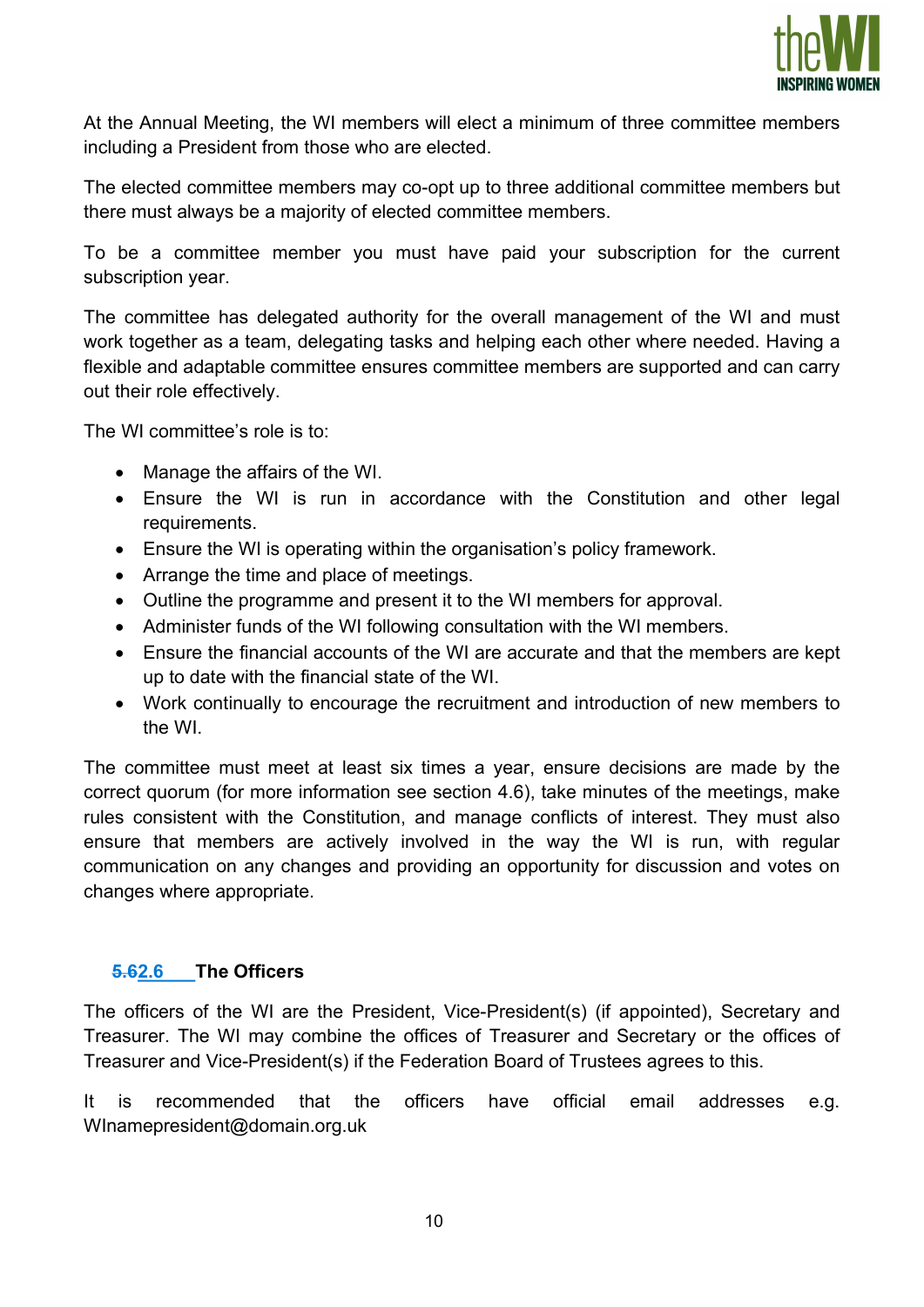At the Annual Meeting, the WI members will elect a minimum of three committee members including a President from those who are elected.

The elected committee members may co-opt up to three additional committee members but there must always be a majority of elected committee members.

To be a committee member you must have paid your subscription for the current subscription year.

The committee has delegated authority for the overall management of the WI and must work together as a team, delegating tasks and helping each other where needed. Having a flexible and adaptable committee ensures committee members are supported and can carry out their role effectively.

The WI committee's role is to:

- Manage the affairs of the WI.
- Ensure the WI is run in accordance with the Constitution and other legal requirements.
- Ensure the WI is operating within the organisation's policy framework.
- Arrange the time and place of meetings.
- Outline the programme and present it to the WI members for approval.
- Administer funds of the WI following consultation with the WI members.
- Ensure the financial accounts of the WI are accurate and that the members are kept up to date with the financial state of the WI.
- Work continually to encourage the recruitment and introduction of new members to the WI.

The committee must meet at least six times a year, ensure decisions are made by the correct quorum (for more information see section 4.6), take minutes of the meetings, make rules consistent with the Constitution, and manage conflicts of interest. They must also ensure that members are actively involved in the way the WI is run, with regular communication on any changes and providing an opportunity for discussion and votes on changes where appropriate.

### ~~5.6~~2.6 The Officers

The officers of the WI are the President, Vice-President(s) (if appointed), Secretary and Treasurer. The WI may combine the offices of Treasurer and Secretary or the offices of Treasurer and Vice-President(s) if the Federation Board of Trustees agrees to this.

It is recommended that the officers have official email addresses e.g. WInamepresident@domain.org.uk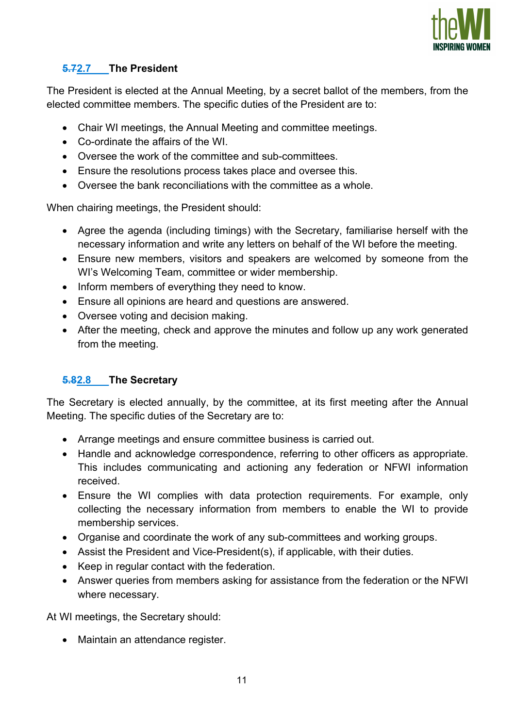### ~~5.7~~2.7 The President

The President is elected at the Annual Meeting, by a secret ballot of the members, from the elected committee members. The specific duties of the President are to:

- Chair WI meetings, the Annual Meeting and committee meetings.
- Co-ordinate the affairs of the WI.
- Oversee the work of the committee and sub-committees.
- Ensure the resolutions process takes place and oversee this.
- Oversee the bank reconciliations with the committee as a whole.

When chairing meetings, the President should:

- Agree the agenda (including timings) with the Secretary, familiarise herself with the necessary information and write any letters on behalf of the WI before the meeting.
- Ensure new members, visitors and speakers are welcomed by someone from the WI's Welcoming Team, committee or wider membership.
- Inform members of everything they need to know.
- Ensure all opinions are heard and questions are answered.
- Oversee voting and decision making.
- After the meeting, check and approve the minutes and follow up any work generated from the meeting.

### ~~5.8~~2.8 The Secretary

The Secretary is elected annually, by the committee, at its first meeting after the Annual Meeting. The specific duties of the Secretary are to:

- Arrange meetings and ensure committee business is carried out.
- Handle and acknowledge correspondence, referring to other officers as appropriate. This includes communicating and actioning any federation or NFWI information received.
- Ensure the WI complies with data protection requirements. For example, only collecting the necessary information from members to enable the WI to provide membership services.
- Organise and coordinate the work of any sub-committees and working groups.
- Assist the President and Vice-President(s), if applicable, with their duties.
- Keep in regular contact with the federation.
- Answer queries from members asking for assistance from the federation or the NFWI where necessary.

At WI meetings, the Secretary should:

- Maintain an attendance register.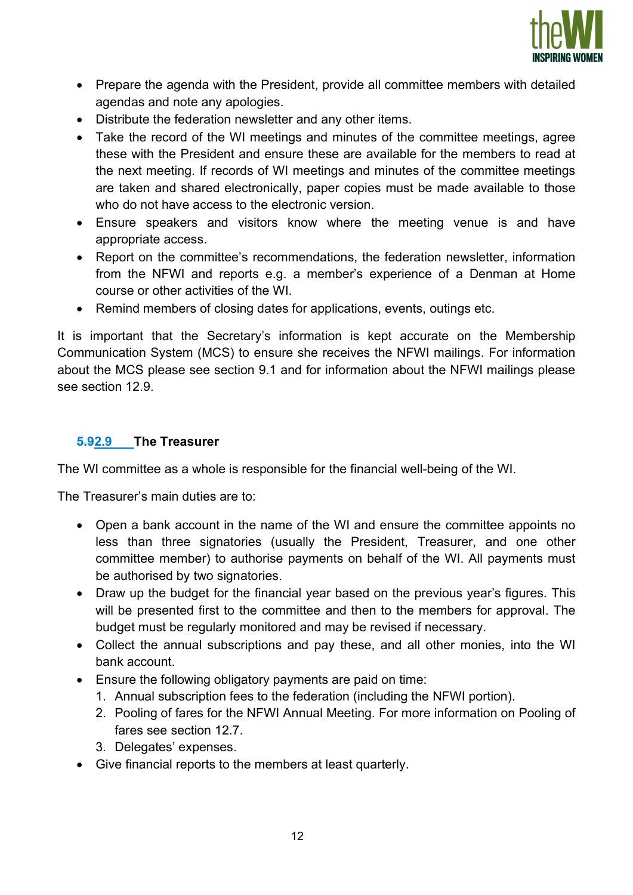- Prepare the agenda with the President, provide all committee members with detailed agendas and note any apologies.
- Distribute the federation newsletter and any other items.
- Take the record of the WI meetings and minutes of the committee meetings, agree these with the President and ensure these are available for the members to read at the next meeting. If records of WI meetings and minutes of the committee meetings are taken and shared electronically, paper copies must be made available to those who do not have access to the electronic version.
- Ensure speakers and visitors know where the meeting venue is and have appropriate access.
- Report on the committee's recommendations, the federation newsletter, information from the NFWI and reports e.g. a member's experience of a Denman at Home course or other activities of the WI.
- Remind members of closing dates for applications, events, outings etc.

It is important that the Secretary's information is kept accurate on the Membership Communication System (MCS) to ensure she receives the NFWI mailings. For information about the MCS please see section 9.1 and for information about the NFWI mailings please see section 12.9.

### ~~5.9~~2.9 The Treasurer

The WI committee as a whole is responsible for the financial well-being of the WI.

The Treasurer's main duties are to:

- Open a bank account in the name of the WI and ensure the committee appoints no less than three signatories (usually the President, Treasurer, and one other committee member) to authorise payments on behalf of the WI. All payments must be authorised by two signatories.
- Draw up the budget for the financial year based on the previous year's figures. This will be presented first to the committee and then to the members for approval. The budget must be regularly monitored and may be revised if necessary.
- Collect the annual subscriptions and pay these, and all other monies, into the WI bank account.
- Ensure the following obligatory payments are paid on time:
  1. Annual subscription fees to the federation (including the NFWI portion).
  2. Pooling of fares for the NFWI Annual Meeting. For more information on Pooling of fares see section 12.7.
  3. Delegates' expenses.
- Give financial reports to the members at least quarterly.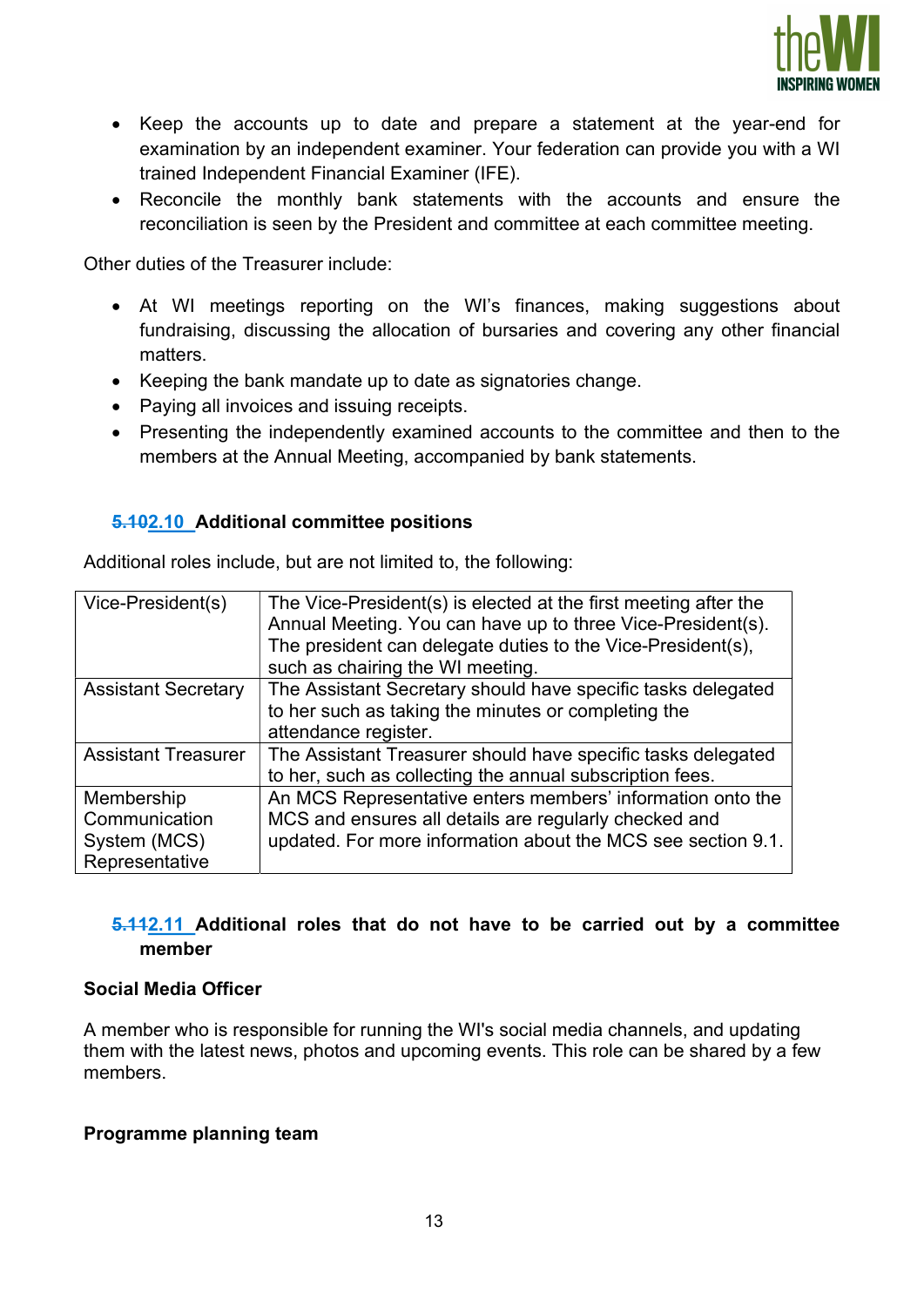- Keep the accounts up to date and prepare a statement at the year-end for examination by an independent examiner. Your federation can provide you with a WI trained Independent Financial Examiner (IFE).
- Reconcile the monthly bank statements with the accounts and ensure the reconciliation is seen by the President and committee at each committee meeting.

Other duties of the Treasurer include:

- At WI meetings reporting on the WI's finances, making suggestions about fundraising, discussing the allocation of bursaries and covering any other financial matters.
- Keeping the bank mandate up to date as signatories change.
- Paying all invoices and issuing receipts.
- Presenting the independently examined accounts to the committee and then to the members at the Annual Meeting, accompanied by bank statements.

### ~~5.10~~2.10 Additional committee positions

Additional roles include, but are not limited to, the following:

| Vice-President(s) | The Vice-President(s) is elected at the first meeting after the Annual Meeting. You can have up to three Vice-President(s). The president can delegate duties to the Vice-President(s), such as chairing the WI meeting. |
|---|---|
| Assistant Secretary | The Assistant Secretary should have specific tasks delegated to her such as taking the minutes or completing the attendance register. |
| Assistant Treasurer | The Assistant Treasurer should have specific tasks delegated to her, such as collecting the annual subscription fees. |
| Membership Communication System (MCS) Representative | An MCS Representative enters members' information onto the MCS and ensures all details are regularly checked and updated. For more information about the MCS see section 9.1. |

### ~~5.11~~2.11 Additional roles that do not have to be carried out by a committee member

**Social Media Officer**

A member who is responsible for running the WI's social media channels, and updating them with the latest news, photos and upcoming events. This role can be shared by a few members.

**Programme planning team**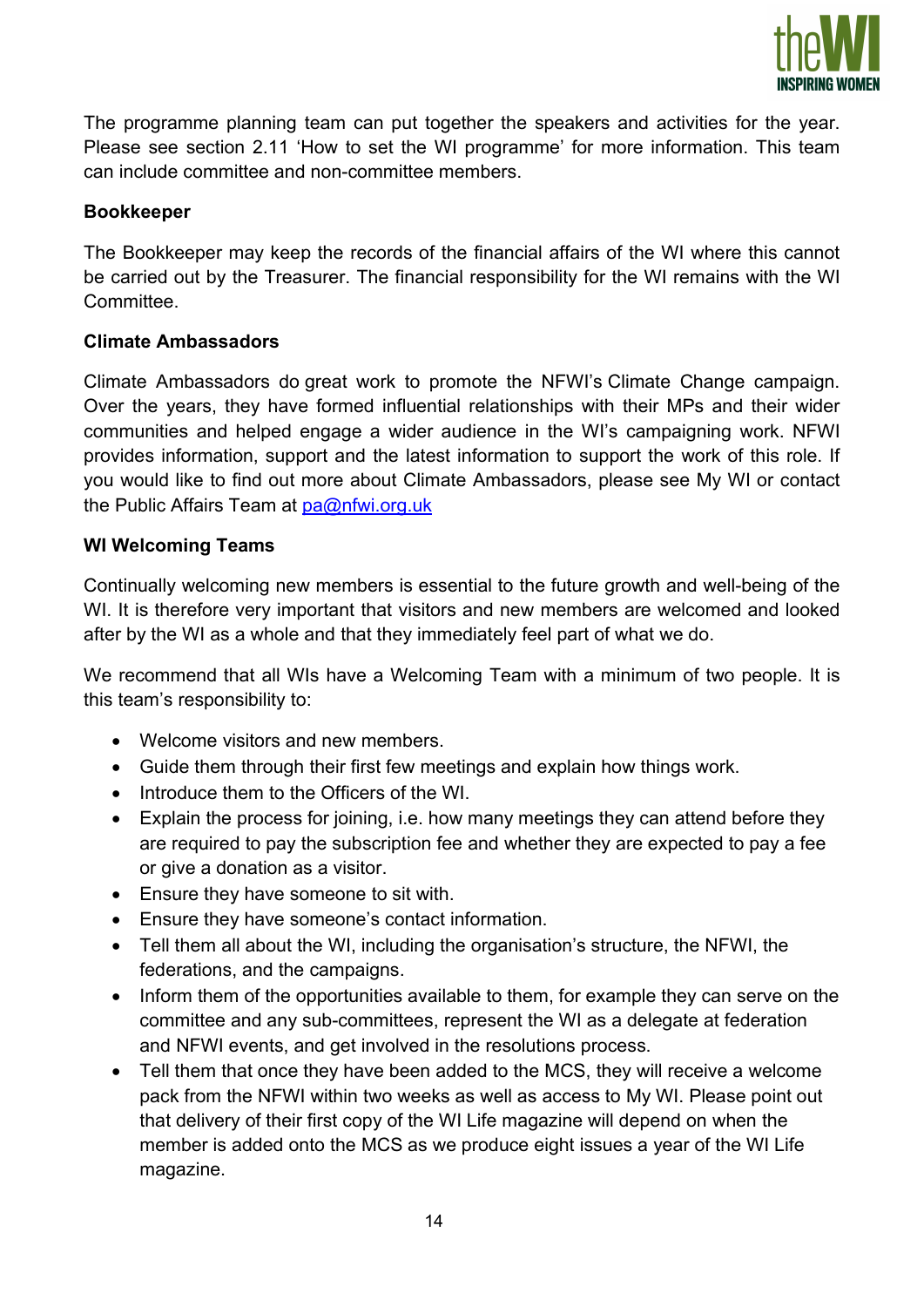The programme planning team can put together the speakers and activities for the year. Please see section 2.11 'How to set the WI programme' for more information. This team can include committee and non-committee members.

**Bookkeeper**

The Bookkeeper may keep the records of the financial affairs of the WI where this cannot be carried out by the Treasurer. The financial responsibility for the WI remains with the WI Committee.

**Climate Ambassadors**

Climate Ambassadors do great work to promote the NFWI's Climate Change campaign. Over the years, they have formed influential relationships with their MPs and their wider communities and helped engage a wider audience in the WI's campaigning work. NFWI provides information, support and the latest information to support the work of this role. If you would like to find out more about Climate Ambassadors, please see My WI or contact the Public Affairs Team at pa@nfwi.org.uk

**WI Welcoming Teams**

Continually welcoming new members is essential to the future growth and well-being of the WI. It is therefore very important that visitors and new members are welcomed and looked after by the WI as a whole and that they immediately feel part of what we do.

We recommend that all WIs have a Welcoming Team with a minimum of two people. It is this team's responsibility to:

- Welcome visitors and new members.
- Guide them through their first few meetings and explain how things work.
- Introduce them to the Officers of the WI.
- Explain the process for joining, i.e. how many meetings they can attend before they are required to pay the subscription fee and whether they are expected to pay a fee or give a donation as a visitor.
- Ensure they have someone to sit with.
- Ensure they have someone's contact information.
- Tell them all about the WI, including the organisation's structure, the NFWI, the federations, and the campaigns.
- Inform them of the opportunities available to them, for example they can serve on the committee and any sub-committees, represent the WI as a delegate at federation and NFWI events, and get involved in the resolutions process.
- Tell them that once they have been added to the MCS, they will receive a welcome pack from the NFWI within two weeks as well as access to My WI. Please point out that delivery of their first copy of the WI Life magazine will depend on when the member is added onto the MCS as we produce eight issues a year of the WI Life magazine.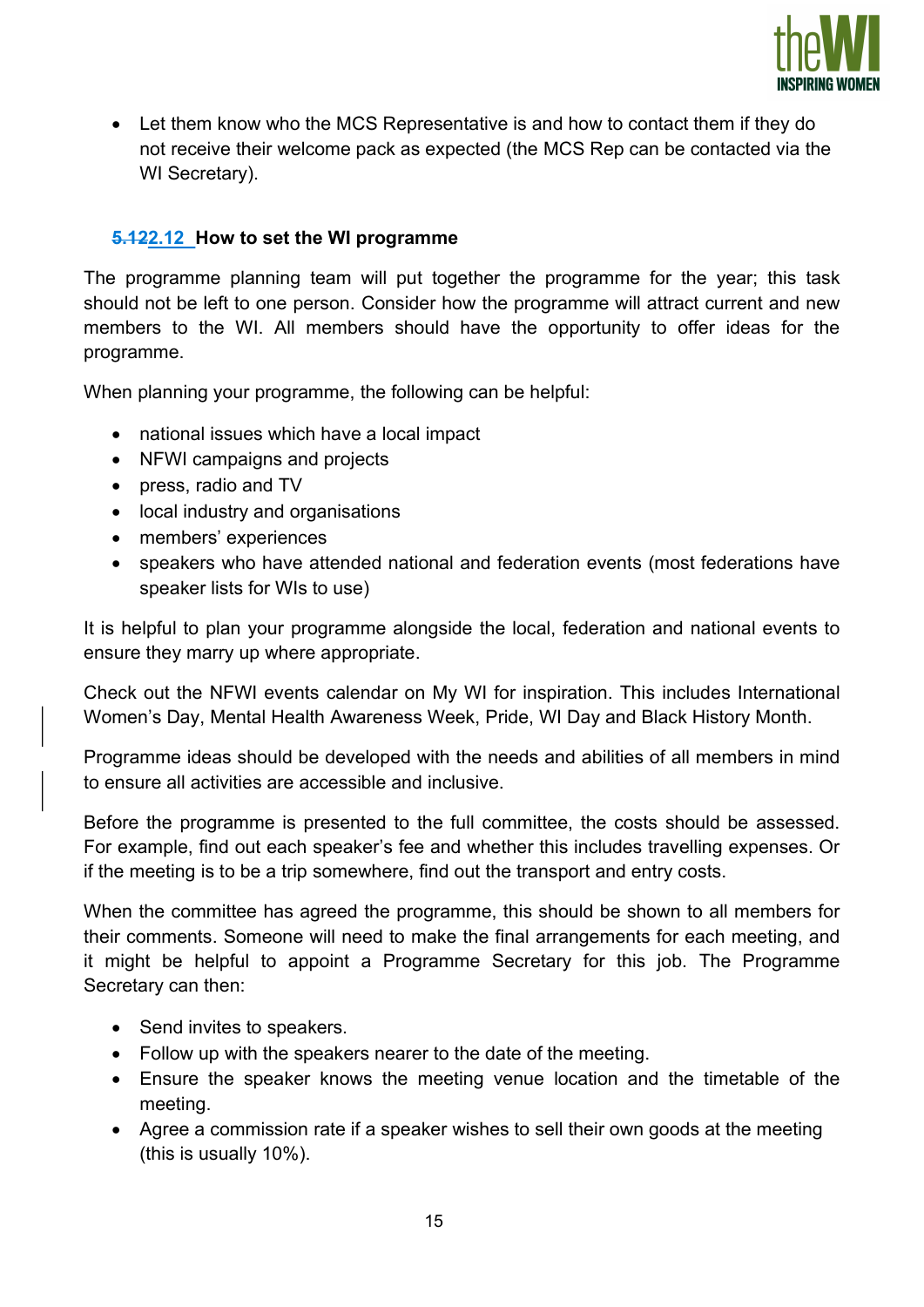- Let them know who the MCS Representative is and how to contact them if they do not receive their welcome pack as expected (the MCS Rep can be contacted via the WI Secretary).

### 2.12 How to set the WI programme

The programme planning team will put together the programme for the year; this task should not be left to one person. Consider how the programme will attract current and new members to the WI. All members should have the opportunity to offer ideas for the programme.

When planning your programme, the following can be helpful:

- national issues which have a local impact
- NFWI campaigns and projects
- press, radio and TV
- local industry and organisations
- members' experiences
- speakers who have attended national and federation events (most federations have speaker lists for WIs to use)

It is helpful to plan your programme alongside the local, federation and national events to ensure they marry up where appropriate.

Check out the NFWI events calendar on My WI for inspiration. This includes International Women's Day, Mental Health Awareness Week, Pride, WI Day and Black History Month.

Programme ideas should be developed with the needs and abilities of all members in mind to ensure all activities are accessible and inclusive.

Before the programme is presented to the full committee, the costs should be assessed. For example, find out each speaker's fee and whether this includes travelling expenses. Or if the meeting is to be a trip somewhere, find out the transport and entry costs.

When the committee has agreed the programme, this should be shown to all members for their comments. Someone will need to make the final arrangements for each meeting, and it might be helpful to appoint a Programme Secretary for this job. The Programme Secretary can then:

- Send invites to speakers.
- Follow up with the speakers nearer to the date of the meeting.
- Ensure the speaker knows the meeting venue location and the timetable of the meeting.
- Agree a commission rate if a speaker wishes to sell their own goods at the meeting (this is usually 10%).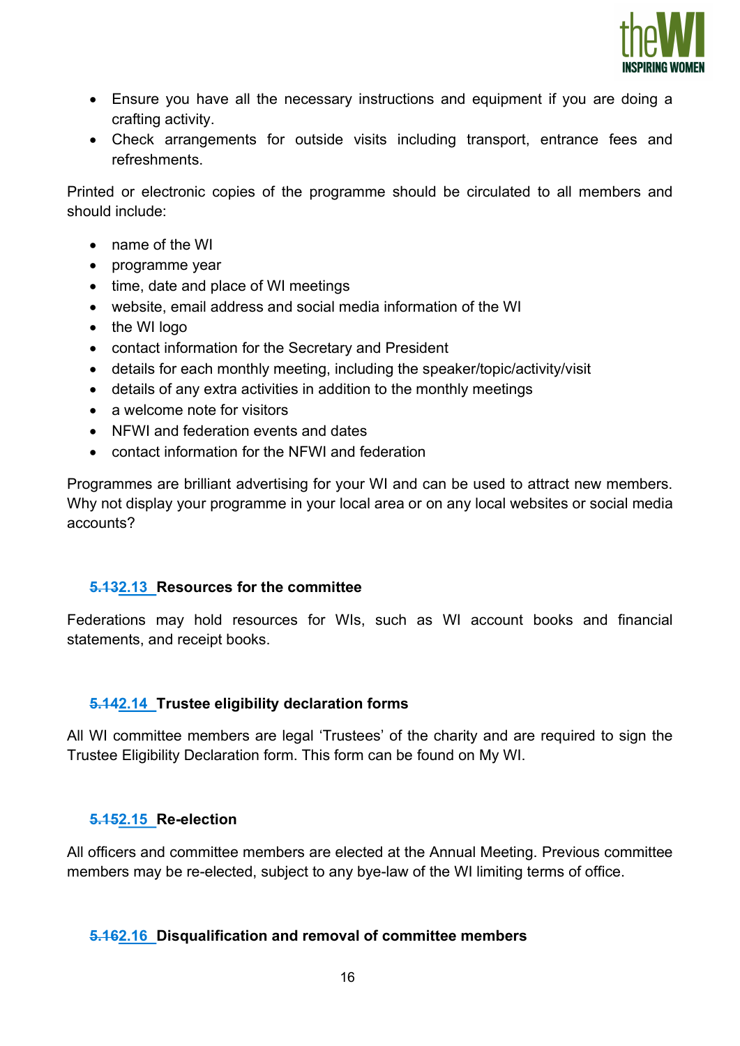- Ensure you have all the necessary instructions and equipment if you are doing a crafting activity.
- Check arrangements for outside visits including transport, entrance fees and refreshments.

Printed or electronic copies of the programme should be circulated to all members and should include:

- name of the WI
- programme year
- time, date and place of WI meetings
- website, email address and social media information of the WI
- the WI logo
- contact information for the Secretary and President
- details for each monthly meeting, including the speaker/topic/activity/visit
- details of any extra activities in addition to the monthly meetings
- a welcome note for visitors
- NFWI and federation events and dates
- contact information for the NFWI and federation

Programmes are brilliant advertising for your WI and can be used to attract new members. Why not display your programme in your local area or on any local websites or social media accounts?

### ~~5.13~~2.13 Resources for the committee

Federations may hold resources for WIs, such as WI account books and financial statements, and receipt books.

### ~~5.14~~2.14 Trustee eligibility declaration forms

All WI committee members are legal 'Trustees' of the charity and are required to sign the Trustee Eligibility Declaration form. This form can be found on My WI.

### ~~5.15~~2.15 Re-election

All officers and committee members are elected at the Annual Meeting. Previous committee members may be re-elected, subject to any bye-law of the WI limiting terms of office.

### ~~5.16~~2.16 Disqualification and removal of committee members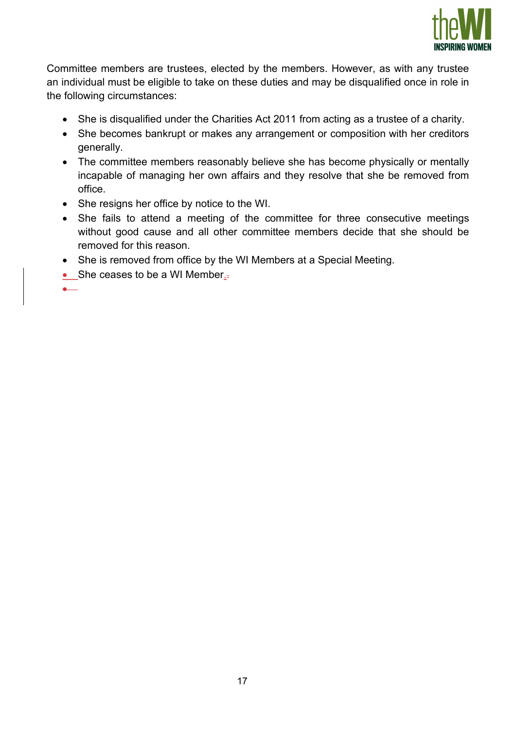Committee members are trustees, elected by the members. However, as with any trustee an individual must be eligible to take on these duties and may be disqualified once in role in the following circumstances:

- She is disqualified under the Charities Act 2011 from acting as a trustee of a charity.
- She becomes bankrupt or makes any arrangement or composition with her creditors generally.
- The committee members reasonably believe she has become physically or mentally incapable of managing her own affairs and they resolve that she be removed from office.
- She resigns her office by notice to the WI.
- She fails to attend a meeting of the committee for three consecutive meetings without good cause and all other committee members decide that she should be removed for this reason.
- She is removed from office by the WI Members at a Special Meeting.
- She ceases to be a WI Member.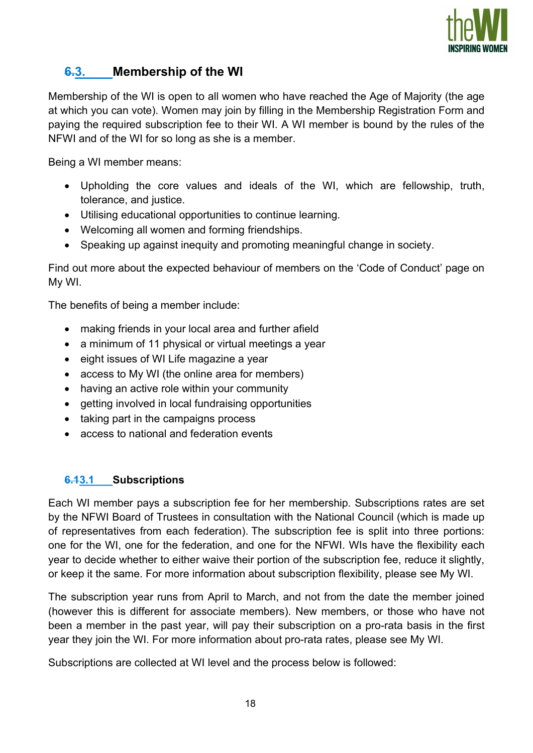## ~~6.~~3. Membership of the WI

Membership of the WI is open to all women who have reached the Age of Majority (the age at which you can vote). Women may join by filling in the Membership Registration Form and paying the required subscription fee to their WI. A WI member is bound by the rules of the NFWI and of the WI for so long as she is a member.

Being a WI member means:

- Upholding the core values and ideals of the WI, which are fellowship, truth, tolerance, and justice.
- Utilising educational opportunities to continue learning.
- Welcoming all women and forming friendships.
- Speaking up against inequity and promoting meaningful change in society.

Find out more about the expected behaviour of members on the 'Code of Conduct' page on My WI.

The benefits of being a member include:

- making friends in your local area and further afield
- a minimum of 11 physical or virtual meetings a year
- eight issues of WI Life magazine a year
- access to My WI (the online area for members)
- having an active role within your community
- getting involved in local fundraising opportunities
- taking part in the campaigns process
- access to national and federation events

### ~~6.1~~3.1 Subscriptions

Each WI member pays a subscription fee for her membership. Subscriptions rates are set by the NFWI Board of Trustees in consultation with the National Council (which is made up of representatives from each federation). The subscription fee is split into three portions: one for the WI, one for the federation, and one for the NFWI. WIs have the flexibility each year to decide whether to either waive their portion of the subscription fee, reduce it slightly, or keep it the same. For more information about subscription flexibility, please see My WI.

The subscription year runs from April to March, and not from the date the member joined (however this is different for associate members). New members, or those who have not been a member in the past year, will pay their subscription on a pro-rata basis in the first year they join the WI. For more information about pro-rata rates, please see My WI.

Subscriptions are collected at WI level and the process below is followed: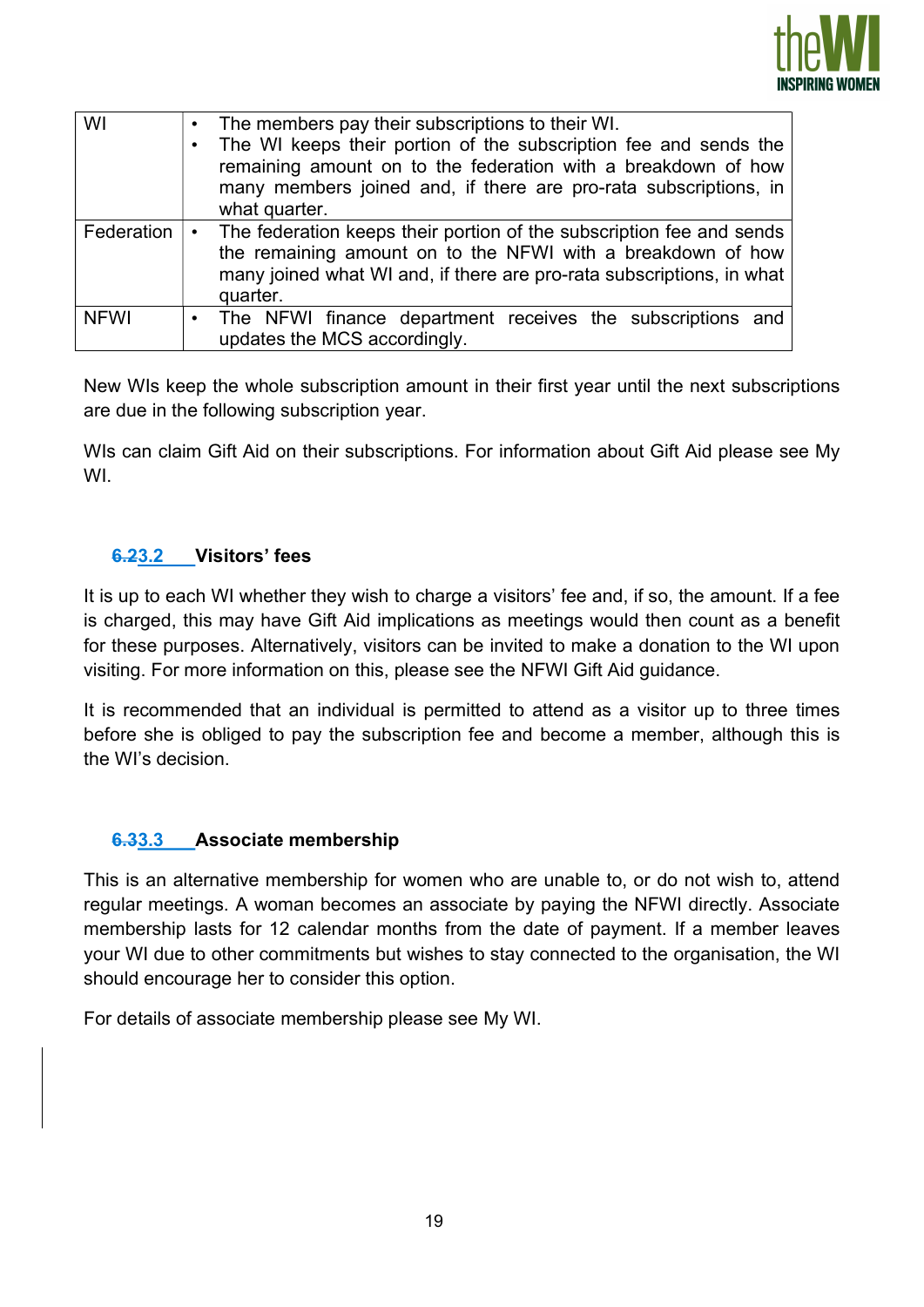| | |
|---|---|
| WI | • The members pay their subscriptions to their WI.<br>• The WI keeps their portion of the subscription fee and sends the remaining amount on to the federation with a breakdown of how many members joined and, if there are pro-rata subscriptions, in what quarter. |
| Federation | • The federation keeps their portion of the subscription fee and sends the remaining amount on to the NFWI with a breakdown of how many joined what WI and, if there are pro-rata subscriptions, in what quarter. |
| NFWI | • The NFWI finance department receives the subscriptions and updates the MCS accordingly. |

New WIs keep the whole subscription amount in their first year until the next subscriptions are due in the following subscription year.

WIs can claim Gift Aid on their subscriptions. For information about Gift Aid please see My WI.

### 3.2 Visitors' fees

It is up to each WI whether they wish to charge a visitors' fee and, if so, the amount. If a fee is charged, this may have Gift Aid implications as meetings would then count as a benefit for these purposes. Alternatively, visitors can be invited to make a donation to the WI upon visiting. For more information on this, please see the NFWI Gift Aid guidance.

It is recommended that an individual is permitted to attend as a visitor up to three times before she is obliged to pay the subscription fee and become a member, although this is the WI's decision.

### 3.3 Associate membership

This is an alternative membership for women who are unable to, or do not wish to, attend regular meetings. A woman becomes an associate by paying the NFWI directly. Associate membership lasts for 12 calendar months from the date of payment. If a member leaves your WI due to other commitments but wishes to stay connected to the organisation, the WI should encourage her to consider this option.

For details of associate membership please see My WI.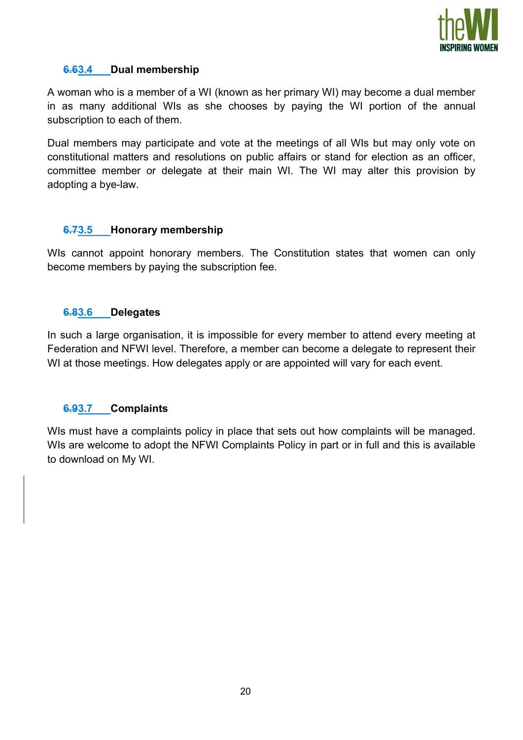### 3.4 Dual membership

A woman who is a member of a WI (known as her primary WI) may become a dual member in as many additional WIs as she chooses by paying the WI portion of the annual subscription to each of them.

Dual members may participate and vote at the meetings of all WIs but may only vote on constitutional matters and resolutions on public affairs or stand for election as an officer, committee member or delegate at their main WI. The WI may alter this provision by adopting a bye-law.

### 3.5 Honorary membership

WIs cannot appoint honorary members. The Constitution states that women can only become members by paying the subscription fee.

### 3.6 Delegates

In such a large organisation, it is impossible for every member to attend every meeting at Federation and NFWI level. Therefore, a member can become a delegate to represent their WI at those meetings. How delegates apply or are appointed will vary for each event.

### 3.7 Complaints

WIs must have a complaints policy in place that sets out how complaints will be managed. WIs are welcome to adopt the NFWI Complaints Policy in part or in full and this is available to download on My WI.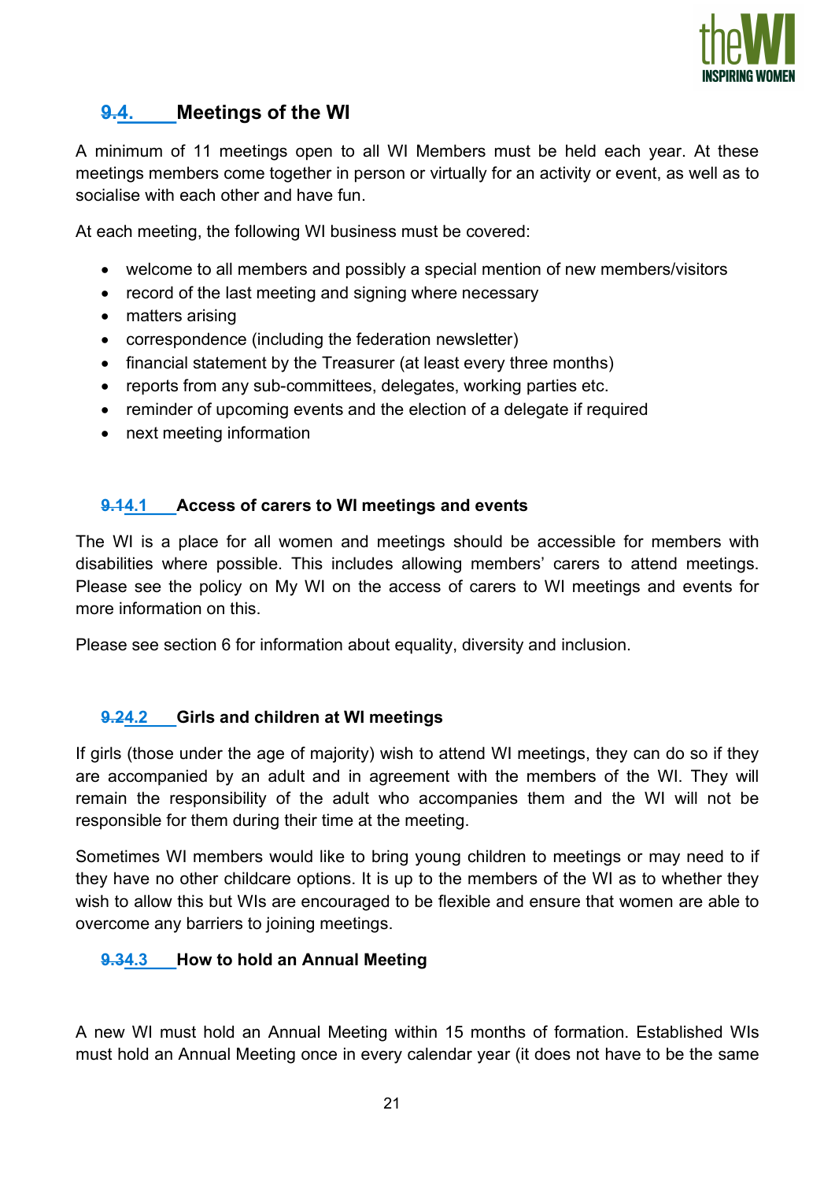## 4. Meetings of the WI

A minimum of 11 meetings open to all WI Members must be held each year. At these meetings members come together in person or virtually for an activity or event, as well as to socialise with each other and have fun.

At each meeting, the following WI business must be covered:

- welcome to all members and possibly a special mention of new members/visitors
- record of the last meeting and signing where necessary
- matters arising
- correspondence (including the federation newsletter)
- financial statement by the Treasurer (at least every three months)
- reports from any sub-committees, delegates, working parties etc.
- reminder of upcoming events and the election of a delegate if required
- next meeting information

### 4.1 Access of carers to WI meetings and events

The WI is a place for all women and meetings should be accessible for members with disabilities where possible. This includes allowing members' carers to attend meetings. Please see the policy on My WI on the access of carers to WI meetings and events for more information on this.

Please see section 6 for information about equality, diversity and inclusion.

### 4.2 Girls and children at WI meetings

If girls (those under the age of majority) wish to attend WI meetings, they can do so if they are accompanied by an adult and in agreement with the members of the WI. They will remain the responsibility of the adult who accompanies them and the WI will not be responsible for them during their time at the meeting.

Sometimes WI members would like to bring young children to meetings or may need to if they have no other childcare options. It is up to the members of the WI as to whether they wish to allow this but WIs are encouraged to be flexible and ensure that women are able to overcome any barriers to joining meetings.

### 4.3 How to hold an Annual Meeting

A new WI must hold an Annual Meeting within 15 months of formation. Established WIs must hold an Annual Meeting once in every calendar year (it does not have to be the same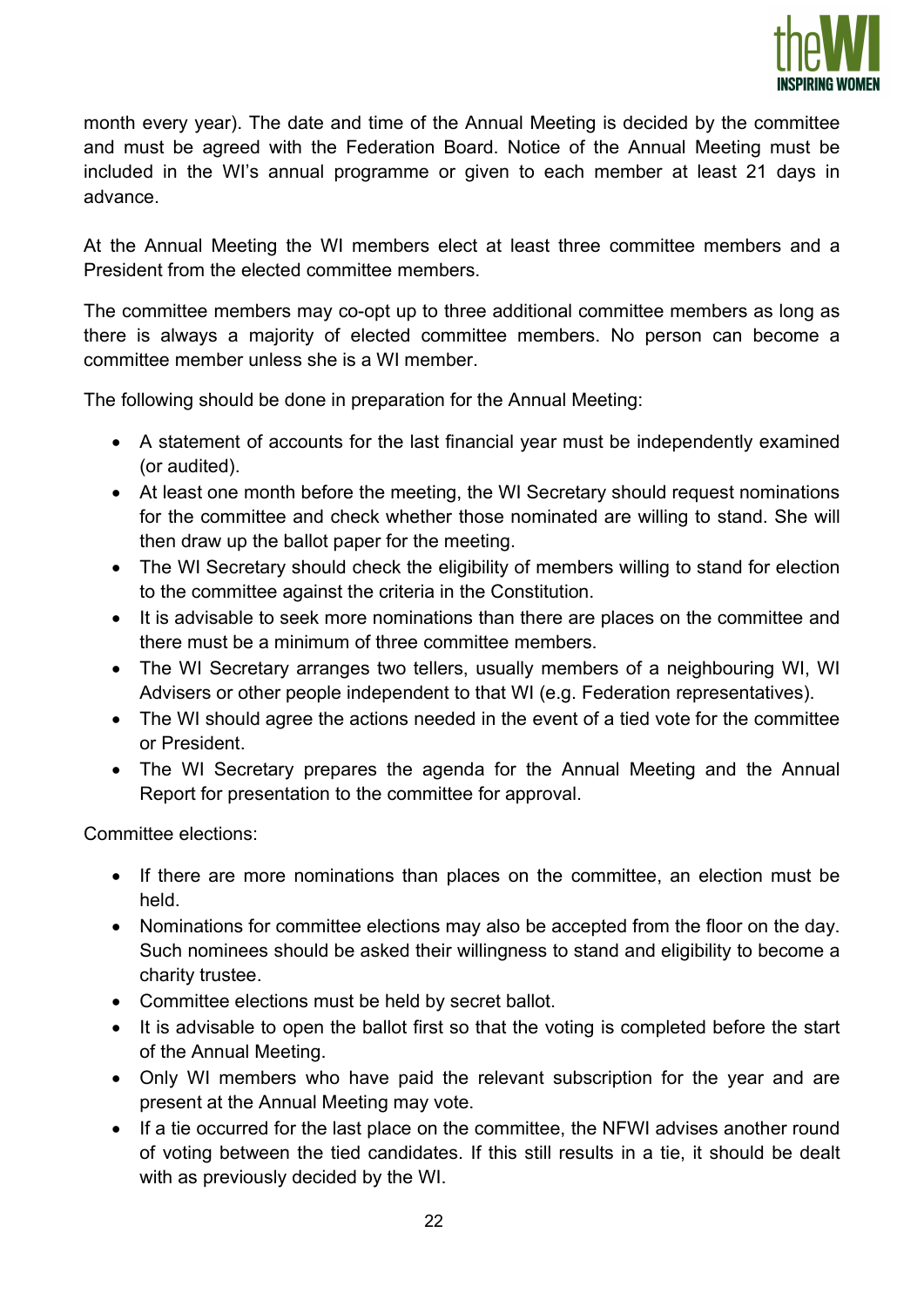month every year). The date and time of the Annual Meeting is decided by the committee and must be agreed with the Federation Board. Notice of the Annual Meeting must be included in the WI's annual programme or given to each member at least 21 days in advance.

At the Annual Meeting the WI members elect at least three committee members and a President from the elected committee members.

The committee members may co-opt up to three additional committee members as long as there is always a majority of elected committee members. No person can become a committee member unless she is a WI member.

The following should be done in preparation for the Annual Meeting:

- A statement of accounts for the last financial year must be independently examined (or audited).
- At least one month before the meeting, the WI Secretary should request nominations for the committee and check whether those nominated are willing to stand. She will then draw up the ballot paper for the meeting.
- The WI Secretary should check the eligibility of members willing to stand for election to the committee against the criteria in the Constitution.
- It is advisable to seek more nominations than there are places on the committee and there must be a minimum of three committee members.
- The WI Secretary arranges two tellers, usually members of a neighbouring WI, WI Advisers or other people independent to that WI (e.g. Federation representatives).
- The WI should agree the actions needed in the event of a tied vote for the committee or President.
- The WI Secretary prepares the agenda for the Annual Meeting and the Annual Report for presentation to the committee for approval.

Committee elections:

- If there are more nominations than places on the committee, an election must be held.
- Nominations for committee elections may also be accepted from the floor on the day. Such nominees should be asked their willingness to stand and eligibility to become a charity trustee.
- Committee elections must be held by secret ballot.
- It is advisable to open the ballot first so that the voting is completed before the start of the Annual Meeting.
- Only WI members who have paid the relevant subscription for the year and are present at the Annual Meeting may vote.
- If a tie occurred for the last place on the committee, the NFWI advises another round of voting between the tied candidates. If this still results in a tie, it should be dealt with as previously decided by the WI.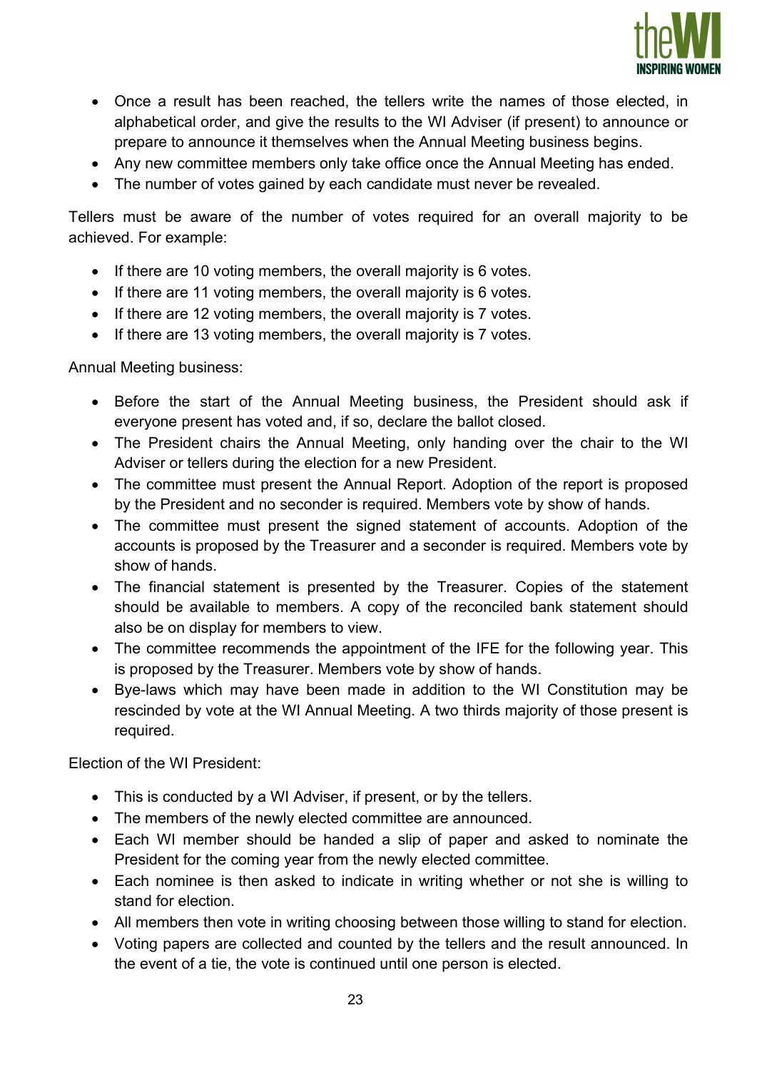- Once a result has been reached, the tellers write the names of those elected, in alphabetical order, and give the results to the WI Adviser (if present) to announce or prepare to announce it themselves when the Annual Meeting business begins.
- Any new committee members only take office once the Annual Meeting has ended.
- The number of votes gained by each candidate must never be revealed.

Tellers must be aware of the number of votes required for an overall majority to be achieved. For example:

- If there are 10 voting members, the overall majority is 6 votes.
- If there are 11 voting members, the overall majority is 6 votes.
- If there are 12 voting members, the overall majority is 7 votes.
- If there are 13 voting members, the overall majority is 7 votes.

Annual Meeting business:

- Before the start of the Annual Meeting business, the President should ask if everyone present has voted and, if so, declare the ballot closed.
- The President chairs the Annual Meeting, only handing over the chair to the WI Adviser or tellers during the election for a new President.
- The committee must present the Annual Report. Adoption of the report is proposed by the President and no seconder is required. Members vote by show of hands.
- The committee must present the signed statement of accounts. Adoption of the accounts is proposed by the Treasurer and a seconder is required. Members vote by show of hands.
- The financial statement is presented by the Treasurer. Copies of the statement should be available to members. A copy of the reconciled bank statement should also be on display for members to view.
- The committee recommends the appointment of the IFE for the following year. This is proposed by the Treasurer. Members vote by show of hands.
- Bye-laws which may have been made in addition to the WI Constitution may be rescinded by vote at the WI Annual Meeting. A two thirds majority of those present is required.

Election of the WI President:

- This is conducted by a WI Adviser, if present, or by the tellers.
- The members of the newly elected committee are announced.
- Each WI member should be handed a slip of paper and asked to nominate the President for the coming year from the newly elected committee.
- Each nominee is then asked to indicate in writing whether or not she is willing to stand for election.
- All members then vote in writing choosing between those willing to stand for election.
- Voting papers are collected and counted by the tellers and the result announced. In the event of a tie, the vote is continued until one person is elected.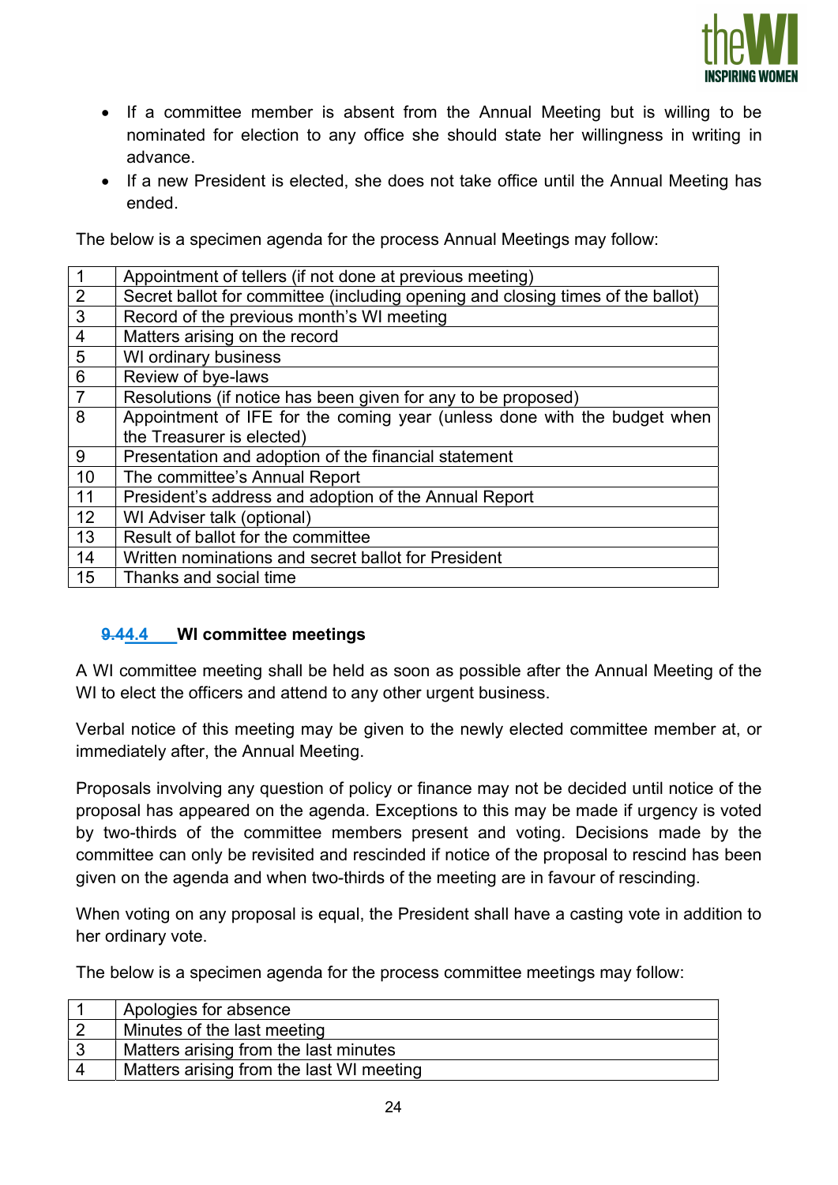- If a committee member is absent from the Annual Meeting but is willing to be nominated for election to any office she should state her willingness in writing in advance.
- If a new President is elected, she does not take office until the Annual Meeting has ended.

The below is a specimen agenda for the process Annual Meetings may follow:

| | |
|---|---|
| 1 | Appointment of tellers (if not done at previous meeting) |
| 2 | Secret ballot for committee (including opening and closing times of the ballot) |
| 3 | Record of the previous month's WI meeting |
| 4 | Matters arising on the record |
| 5 | WI ordinary business |
| 6 | Review of bye-laws |
| 7 | Resolutions (if notice has been given for any to be proposed) |
| 8 | Appointment of IFE for the coming year (unless done with the budget when the Treasurer is elected) |
| 9 | Presentation and adoption of the financial statement |
| 10 | The committee's Annual Report |
| 11 | President's address and adoption of the Annual Report |
| 12 | WI Adviser talk (optional) |
| 13 | Result of ballot for the committee |
| 14 | Written nominations and secret ballot for President |
| 15 | Thanks and social time |

### ~~9.4~~4.4 WI committee meetings

A WI committee meeting shall be held as soon as possible after the Annual Meeting of the WI to elect the officers and attend to any other urgent business.

Verbal notice of this meeting may be given to the newly elected committee member at, or immediately after, the Annual Meeting.

Proposals involving any question of policy or finance may not be decided until notice of the proposal has appeared on the agenda. Exceptions to this may be made if urgency is voted by two-thirds of the committee members present and voting. Decisions made by the committee can only be revisited and rescinded if notice of the proposal to rescind has been given on the agenda and when two-thirds of the meeting are in favour of rescinding.

When voting on any proposal is equal, the President shall have a casting vote in addition to her ordinary vote.

The below is a specimen agenda for the process committee meetings may follow:

| | |
|---|---|
| 1 | Apologies for absence |
| 2 | Minutes of the last meeting |
| 3 | Matters arising from the last minutes |
| 4 | Matters arising from the last WI meeting |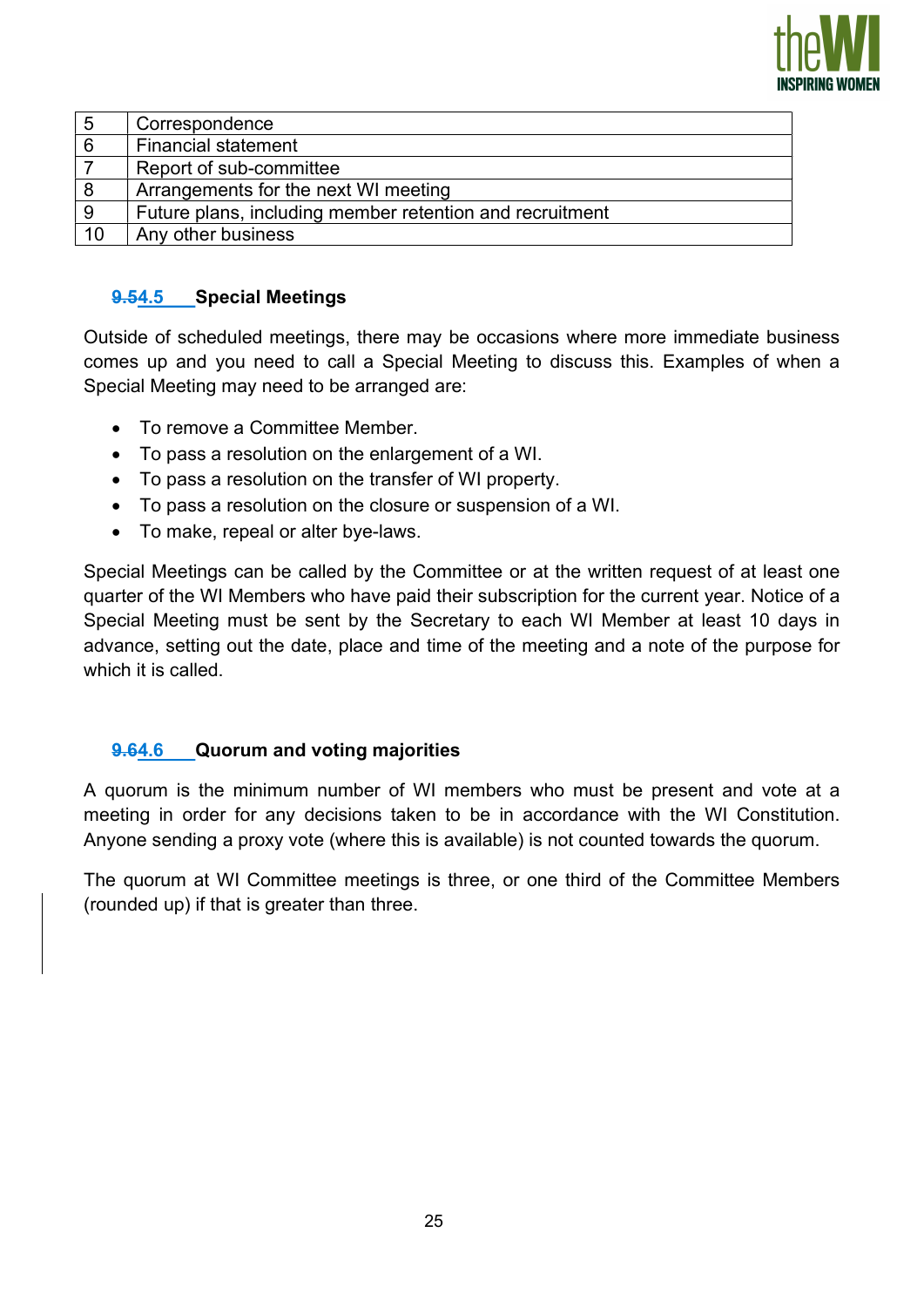| 5 | Correspondence |
|---|---|
| 6 | Financial statement |
| 7 | Report of sub-committee |
| 8 | Arrangements for the next WI meeting |
| 9 | Future plans, including member retention and recruitment |
| 10 | Any other business |

### 4.5 Special Meetings

Outside of scheduled meetings, there may be occasions where more immediate business comes up and you need to call a Special Meeting to discuss this. Examples of when a Special Meeting may need to be arranged are:

- To remove a Committee Member.
- To pass a resolution on the enlargement of a WI.
- To pass a resolution on the transfer of WI property.
- To pass a resolution on the closure or suspension of a WI.
- To make, repeal or alter bye-laws.

Special Meetings can be called by the Committee or at the written request of at least one quarter of the WI Members who have paid their subscription for the current year. Notice of a Special Meeting must be sent by the Secretary to each WI Member at least 10 days in advance, setting out the date, place and time of the meeting and a note of the purpose for which it is called.

### 4.6 Quorum and voting majorities

A quorum is the minimum number of WI members who must be present and vote at a meeting in order for any decisions taken to be in accordance with the WI Constitution. Anyone sending a proxy vote (where this is available) is not counted towards the quorum.

The quorum at WI Committee meetings is three, or one third of the Committee Members (rounded up) if that is greater than three.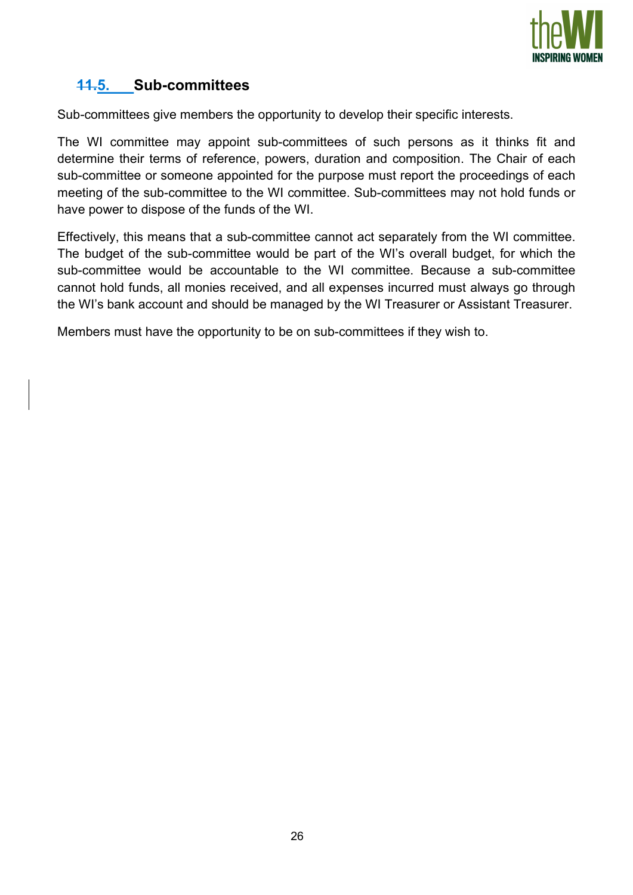## 5. Sub-committees

Sub-committees give members the opportunity to develop their specific interests.

The WI committee may appoint sub-committees of such persons as it thinks fit and determine their terms of reference, powers, duration and composition. The Chair of each sub-committee or someone appointed for the purpose must report the proceedings of each meeting of the sub-committee to the WI committee. Sub-committees may not hold funds or have power to dispose of the funds of the WI.

Effectively, this means that a sub-committee cannot act separately from the WI committee. The budget of the sub-committee would be part of the WI's overall budget, for which the sub-committee would be accountable to the WI committee. Because a sub-committee cannot hold funds, all monies received, and all expenses incurred must always go through the WI's bank account and should be managed by the WI Treasurer or Assistant Treasurer.

Members must have the opportunity to be on sub-committees if they wish to.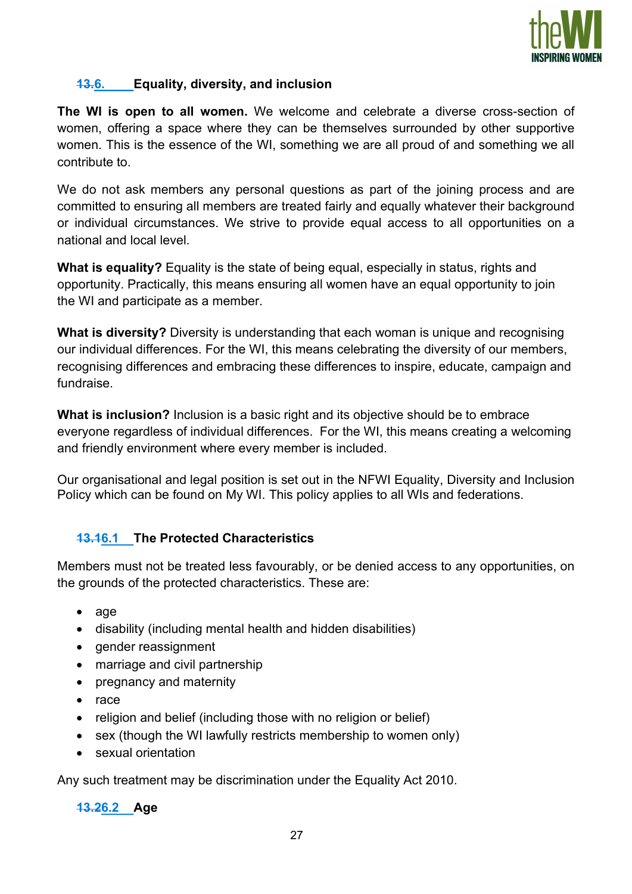## ~~13.~~6. Equality, diversity, and inclusion

**The WI is open to all women.** We welcome and celebrate a diverse cross-section of women, offering a space where they can be themselves surrounded by other supportive women. This is the essence of the WI, something we are all proud of and something we all contribute to.

We do not ask members any personal questions as part of the joining process and are committed to ensuring all members are treated fairly and equally whatever their background or individual circumstances. We strive to provide equal access to all opportunities on a national and local level.

**What is equality?** Equality is the state of being equal, especially in status, rights and opportunity. Practically, this means ensuring all women have an equal opportunity to join the WI and participate as a member.

**What is diversity?** Diversity is understanding that each woman is unique and recognising our individual differences. For the WI, this means celebrating the diversity of our members, recognising differences and embracing these differences to inspire, educate, campaign and fundraise.

**What is inclusion?** Inclusion is a basic right and its objective should be to embrace everyone regardless of individual differences. For the WI, this means creating a welcoming and friendly environment where every member is included.

Our organisational and legal position is set out in the NFWI Equality, Diversity and Inclusion Policy which can be found on My WI. This policy applies to all WIs and federations.

### ~~13.1~~6.1 The Protected Characteristics

Members must not be treated less favourably, or be denied access to any opportunities, on the grounds of the protected characteristics. These are:

- age
- disability (including mental health and hidden disabilities)
- gender reassignment
- marriage and civil partnership
- pregnancy and maternity
- race
- religion and belief (including those with no religion or belief)
- sex (though the WI lawfully restricts membership to women only)
- sexual orientation

Any such treatment may be discrimination under the Equality Act 2010.

### ~~13.2~~6.2 Age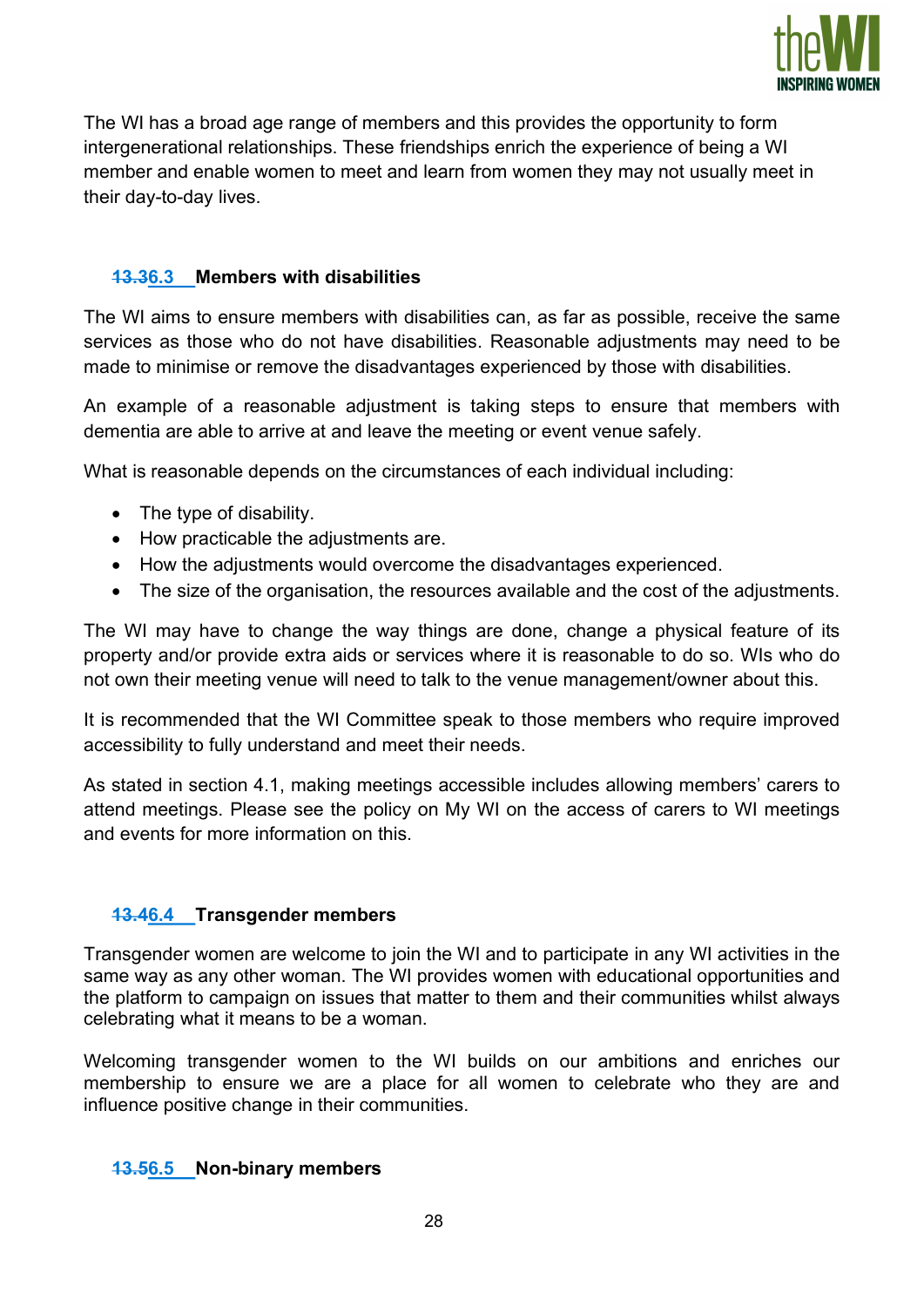The WI has a broad age range of members and this provides the opportunity to form intergenerational relationships. These friendships enrich the experience of being a WI member and enable women to meet and learn from women they may not usually meet in their day-to-day lives.

### ~~13.3~~6.3 Members with disabilities

The WI aims to ensure members with disabilities can, as far as possible, receive the same services as those who do not have disabilities. Reasonable adjustments may need to be made to minimise or remove the disadvantages experienced by those with disabilities.

An example of a reasonable adjustment is taking steps to ensure that members with dementia are able to arrive at and leave the meeting or event venue safely.

What is reasonable depends on the circumstances of each individual including:

- The type of disability.
- How practicable the adjustments are.
- How the adjustments would overcome the disadvantages experienced.
- The size of the organisation, the resources available and the cost of the adjustments.

The WI may have to change the way things are done, change a physical feature of its property and/or provide extra aids or services where it is reasonable to do so. WIs who do not own their meeting venue will need to talk to the venue management/owner about this.

It is recommended that the WI Committee speak to those members who require improved accessibility to fully understand and meet their needs.

As stated in section 4.1, making meetings accessible includes allowing members' carers to attend meetings. Please see the policy on My WI on the access of carers to WI meetings and events for more information on this.

### ~~13.4~~6.4 Transgender members

Transgender women are welcome to join the WI and to participate in any WI activities in the same way as any other woman. The WI provides women with educational opportunities and the platform to campaign on issues that matter to them and their communities whilst always celebrating what it means to be a woman.

Welcoming transgender women to the WI builds on our ambitions and enriches our membership to ensure we are a place for all women to celebrate who they are and influence positive change in their communities.

### ~~13.5~~6.5 Non-binary members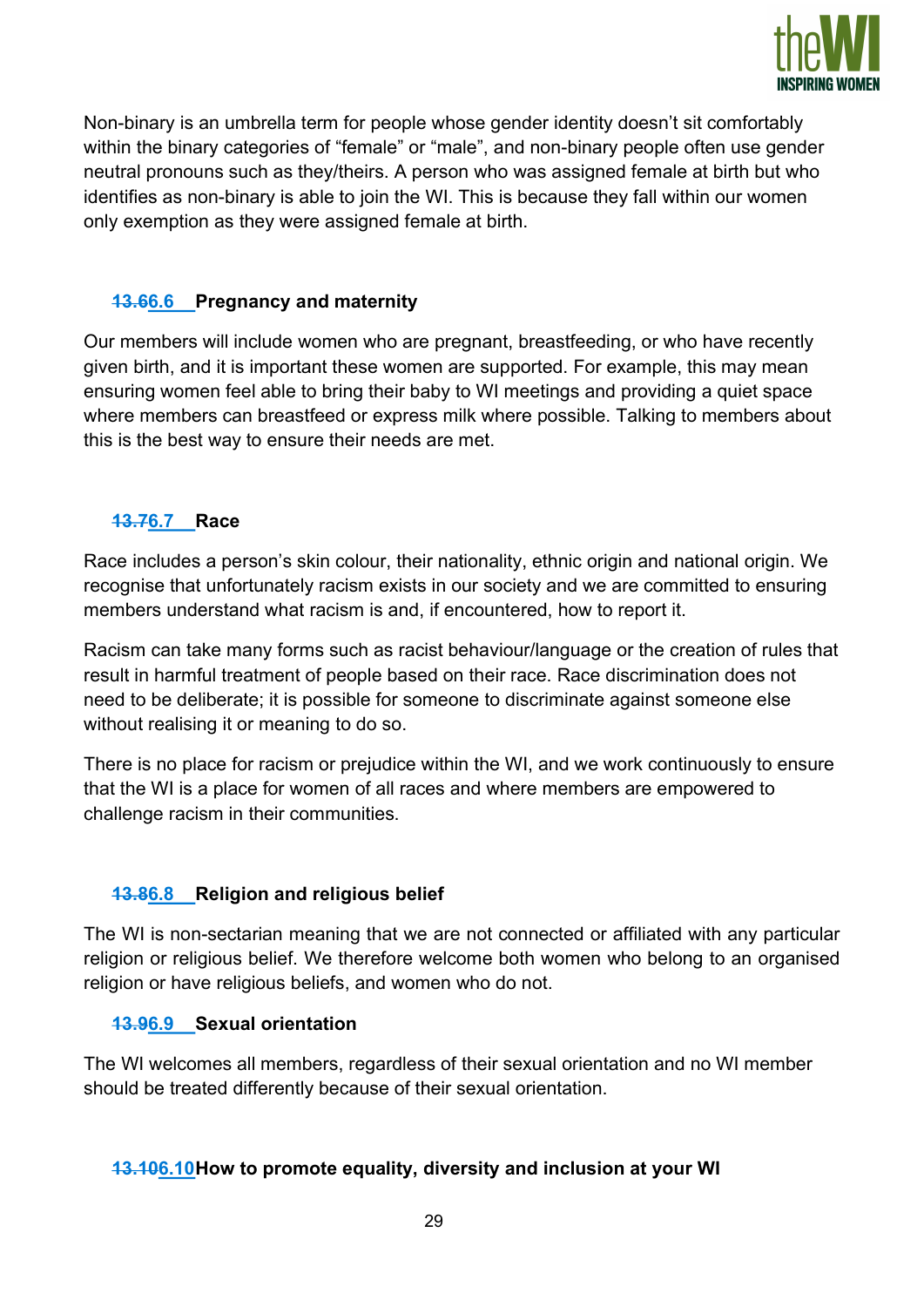Non-binary is an umbrella term for people whose gender identity doesn't sit comfortably within the binary categories of "female" or "male", and non-binary people often use gender neutral pronouns such as they/theirs. A person who was assigned female at birth but who identifies as non-binary is able to join the WI. This is because they fall within our women only exemption as they were assigned female at birth.

### ~~13.6~~6.6 Pregnancy and maternity

Our members will include women who are pregnant, breastfeeding, or who have recently given birth, and it is important these women are supported. For example, this may mean ensuring women feel able to bring their baby to WI meetings and providing a quiet space where members can breastfeed or express milk where possible. Talking to members about this is the best way to ensure their needs are met.

### ~~13.7~~6.7 Race

Race includes a person's skin colour, their nationality, ethnic origin and national origin. We recognise that unfortunately racism exists in our society and we are committed to ensuring members understand what racism is and, if encountered, how to report it.

Racism can take many forms such as racist behaviour/language or the creation of rules that result in harmful treatment of people based on their race. Race discrimination does not need to be deliberate; it is possible for someone to discriminate against someone else without realising it or meaning to do so.

There is no place for racism or prejudice within the WI, and we work continuously to ensure that the WI is a place for women of all races and where members are empowered to challenge racism in their communities.

### ~~13.8~~6.8 Religion and religious belief

The WI is non-sectarian meaning that we are not connected or affiliated with any particular religion or religious belief. We therefore welcome both women who belong to an organised religion or have religious beliefs, and women who do not.

### ~~13.9~~6.9 Sexual orientation

The WI welcomes all members, regardless of their sexual orientation and no WI member should be treated differently because of their sexual orientation.

### ~~13.10~~6.10 How to promote equality, diversity and inclusion at your WI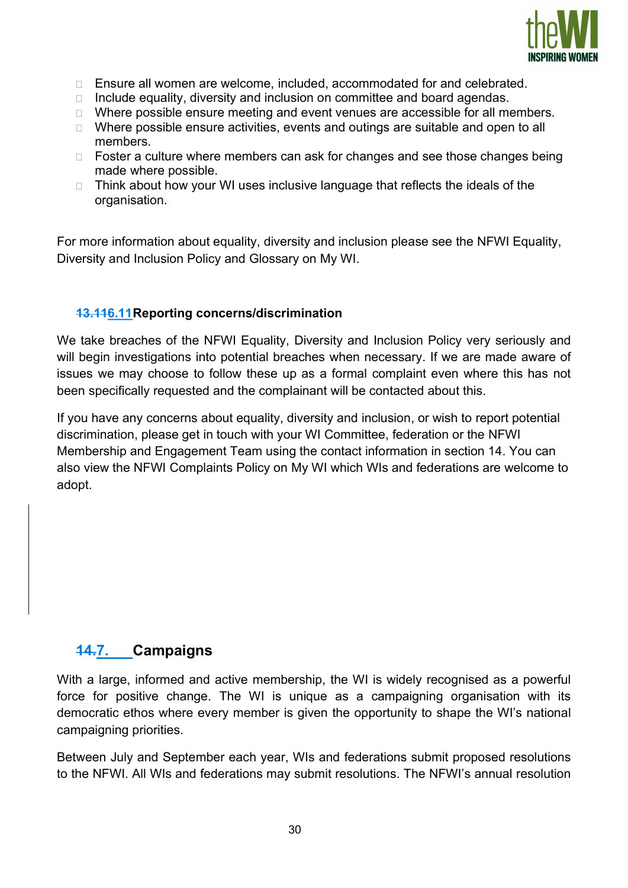- Ensure all women are welcome, included, accommodated for and celebrated.
- Include equality, diversity and inclusion on committee and board agendas.
- Where possible ensure meeting and event venues are accessible for all members.
- Where possible ensure activities, events and outings are suitable and open to all members.
- Foster a culture where members can ask for changes and see those changes being made where possible.
- Think about how your WI uses inclusive language that reflects the ideals of the organisation.

For more information about equality, diversity and inclusion please see the NFWI Equality, Diversity and Inclusion Policy and Glossary on My WI.

### ~~13.11~~6.11 Reporting concerns/discrimination

We take breaches of the NFWI Equality, Diversity and Inclusion Policy very seriously and will begin investigations into potential breaches when necessary. If we are made aware of issues we may choose to follow these up as a formal complaint even where this has not been specifically requested and the complainant will be contacted about this.

If you have any concerns about equality, diversity and inclusion, or wish to report potential discrimination, please get in touch with your WI Committee, federation or the NFWI Membership and Engagement Team using the contact information in section 14. You can also view the NFWI Complaints Policy on My WI which WIs and federations are welcome to adopt.

## ~~14.~~7. Campaigns

With a large, informed and active membership, the WI is widely recognised as a powerful force for positive change. The WI is unique as a campaigning organisation with its democratic ethos where every member is given the opportunity to shape the WI's national campaigning priorities.

Between July and September each year, WIs and federations submit proposed resolutions to the NFWI. All WIs and federations may submit resolutions. The NFWI's annual resolution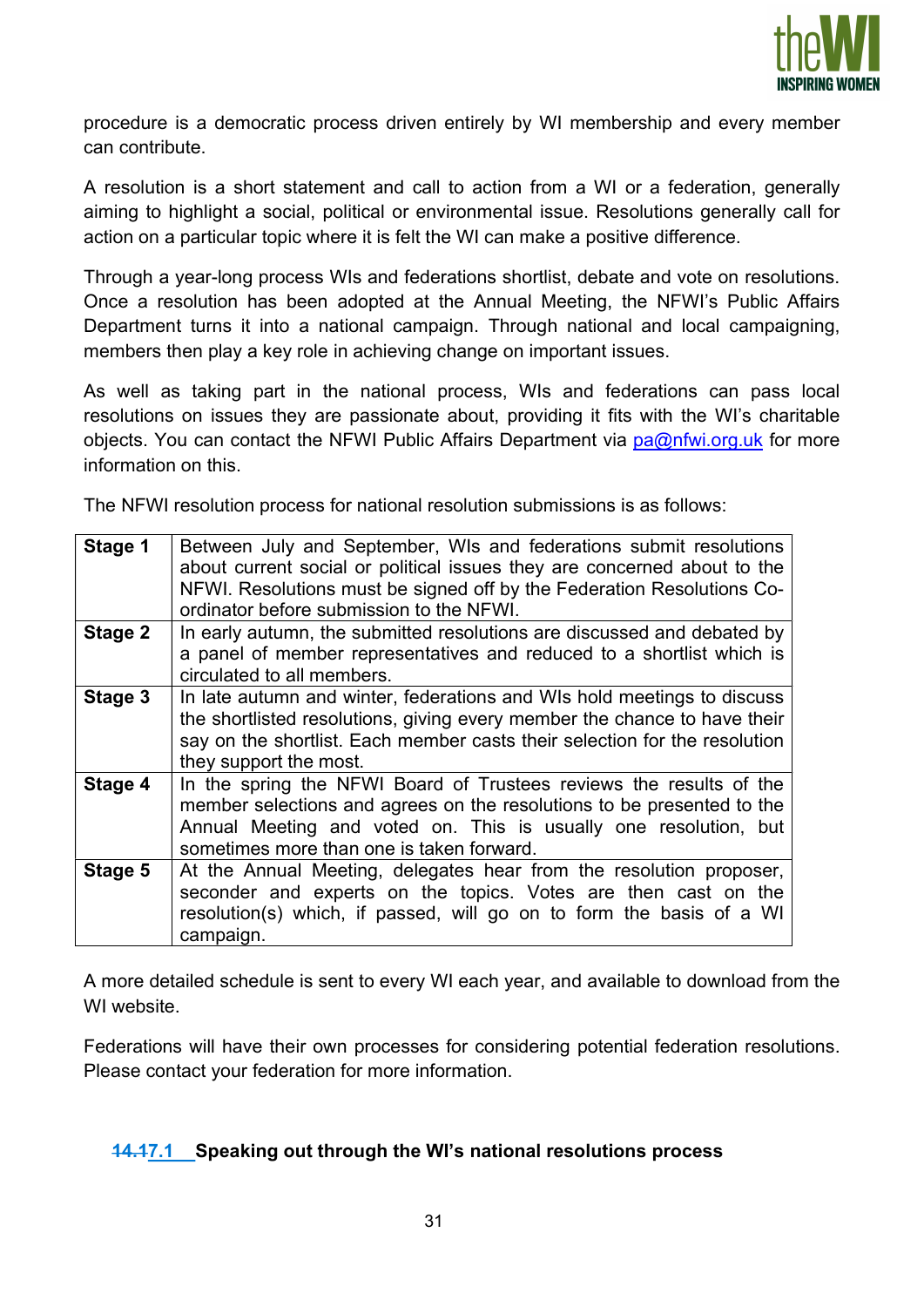procedure is a democratic process driven entirely by WI membership and every member can contribute.

A resolution is a short statement and call to action from a WI or a federation, generally aiming to highlight a social, political or environmental issue. Resolutions generally call for action on a particular topic where it is felt the WI can make a positive difference.

Through a year-long process WIs and federations shortlist, debate and vote on resolutions. Once a resolution has been adopted at the Annual Meeting, the NFWI's Public Affairs Department turns it into a national campaign. Through national and local campaigning, members then play a key role in achieving change on important issues.

As well as taking part in the national process, WIs and federations can pass local resolutions on issues they are passionate about, providing it fits with the WI's charitable objects. You can contact the NFWI Public Affairs Department via pa@nfwi.org.uk for more information on this.

The NFWI resolution process for national resolution submissions is as follows:

| | |
|---|---|
| **Stage 1** | Between July and September, WIs and federations submit resolutions about current social or political issues they are concerned about to the NFWI. Resolutions must be signed off by the Federation Resolutions Co-ordinator before submission to the NFWI. |
| **Stage 2** | In early autumn, the submitted resolutions are discussed and debated by a panel of member representatives and reduced to a shortlist which is circulated to all members. |
| **Stage 3** | In late autumn and winter, federations and WIs hold meetings to discuss the shortlisted resolutions, giving every member the chance to have their say on the shortlist. Each member casts their selection for the resolution they support the most. |
| **Stage 4** | In the spring the NFWI Board of Trustees reviews the results of the member selections and agrees on the resolutions to be presented to the Annual Meeting and voted on. This is usually one resolution, but sometimes more than one is taken forward. |
| **Stage 5** | At the Annual Meeting, delegates hear from the resolution proposer, seconder and experts on the topics. Votes are then cast on the resolution(s) which, if passed, will go on to form the basis of a WI campaign. |

A more detailed schedule is sent to every WI each year, and available to download from the WI website.

Federations will have their own processes for considering potential federation resolutions. Please contact your federation for more information.

### ~~14.1~~7.1 Speaking out through the WI's national resolutions process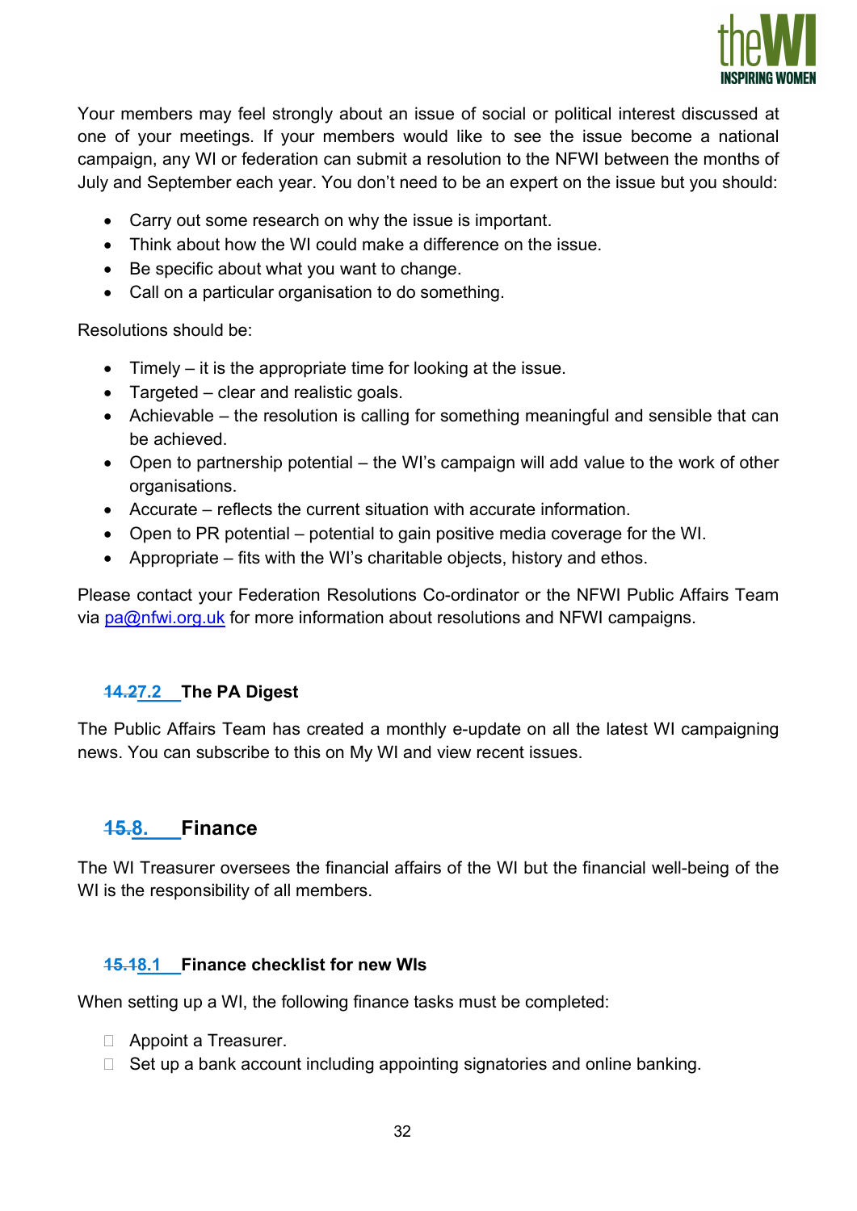Your members may feel strongly about an issue of social or political interest discussed at one of your meetings. If your members would like to see the issue become a national campaign, any WI or federation can submit a resolution to the NFWI between the months of July and September each year. You don't need to be an expert on the issue but you should:

- Carry out some research on why the issue is important.
- Think about how the WI could make a difference on the issue.
- Be specific about what you want to change.
- Call on a particular organisation to do something.

Resolutions should be:

- Timely – it is the appropriate time for looking at the issue.
- Targeted – clear and realistic goals.
- Achievable – the resolution is calling for something meaningful and sensible that can be achieved.
- Open to partnership potential – the WI's campaign will add value to the work of other organisations.
- Accurate – reflects the current situation with accurate information.
- Open to PR potential – potential to gain positive media coverage for the WI.
- Appropriate – fits with the WI's charitable objects, history and ethos.

Please contact your Federation Resolutions Co-ordinator or the NFWI Public Affairs Team via pa@nfwi.org.uk for more information about resolutions and NFWI campaigns.

### ~~14.2~~7.2 The PA Digest

The Public Affairs Team has created a monthly e-update on all the latest WI campaigning news. You can subscribe to this on My WI and view recent issues.

## ~~15.~~8. Finance

The WI Treasurer oversees the financial affairs of the WI but the financial well-being of the WI is the responsibility of all members.

### ~~15.1~~8.1 Finance checklist for new WIs

When setting up a WI, the following finance tasks must be completed:

- Appoint a Treasurer.
- Set up a bank account including appointing signatories and online banking.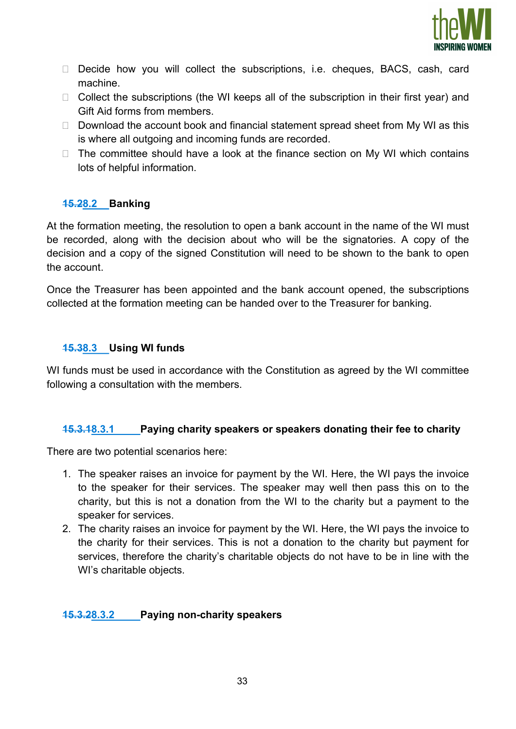- Decide how you will collect the subscriptions, i.e. cheques, BACS, cash, card machine.
- Collect the subscriptions (the WI keeps all of the subscription in their first year) and Gift Aid forms from members.
- Download the account book and financial statement spread sheet from My WI as this is where all outgoing and incoming funds are recorded.
- The committee should have a look at the finance section on My WI which contains lots of helpful information.

### 8.2 Banking

At the formation meeting, the resolution to open a bank account in the name of the WI must be recorded, along with the decision about who will be the signatories. A copy of the decision and a copy of the signed Constitution will need to be shown to the bank to open the account.

Once the Treasurer has been appointed and the bank account opened, the subscriptions collected at the formation meeting can be handed over to the Treasurer for banking.

### 8.3 Using WI funds

WI funds must be used in accordance with the Constitution as agreed by the WI committee following a consultation with the members.

#### 8.3.1 Paying charity speakers or speakers donating their fee to charity

There are two potential scenarios here:

1. The speaker raises an invoice for payment by the WI. Here, the WI pays the invoice to the speaker for their services. The speaker may well then pass this on to the charity, but this is not a donation from the WI to the charity but a payment to the speaker for services.
2. The charity raises an invoice for payment by the WI. Here, the WI pays the invoice to the charity for their services. This is not a donation to the charity but payment for services, therefore the charity's charitable objects do not have to be in line with the WI's charitable objects.

#### 8.3.2 Paying non-charity speakers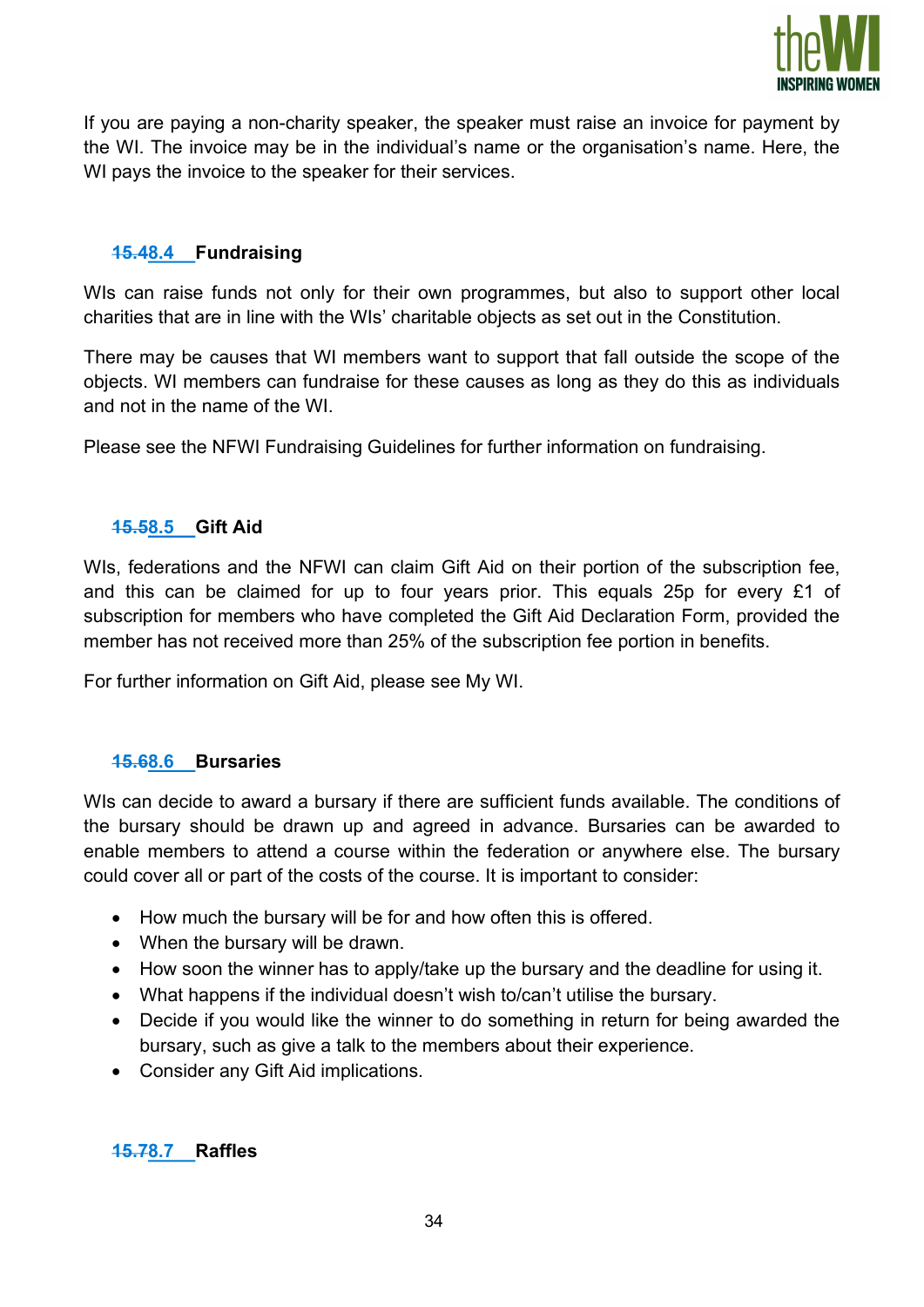If you are paying a non-charity speaker, the speaker must raise an invoice for payment by the WI. The invoice may be in the individual's name or the organisation's name. Here, the WI pays the invoice to the speaker for their services.

### ~~15.4~~8.4 Fundraising

WIs can raise funds not only for their own programmes, but also to support other local charities that are in line with the WIs' charitable objects as set out in the Constitution.

There may be causes that WI members want to support that fall outside the scope of the objects. WI members can fundraise for these causes as long as they do this as individuals and not in the name of the WI.

Please see the NFWI Fundraising Guidelines for further information on fundraising.

### ~~15.5~~8.5 Gift Aid

WIs, federations and the NFWI can claim Gift Aid on their portion of the subscription fee, and this can be claimed for up to four years prior. This equals 25p for every £1 of subscription for members who have completed the Gift Aid Declaration Form, provided the member has not received more than 25% of the subscription fee portion in benefits.

For further information on Gift Aid, please see My WI.

### ~~15.6~~8.6 Bursaries

WIs can decide to award a bursary if there are sufficient funds available. The conditions of the bursary should be drawn up and agreed in advance. Bursaries can be awarded to enable members to attend a course within the federation or anywhere else. The bursary could cover all or part of the costs of the course. It is important to consider:

- How much the bursary will be for and how often this is offered.
- When the bursary will be drawn.
- How soon the winner has to apply/take up the bursary and the deadline for using it.
- What happens if the individual doesn't wish to/can't utilise the bursary.
- Decide if you would like the winner to do something in return for being awarded the bursary, such as give a talk to the members about their experience.
- Consider any Gift Aid implications.

### ~~15.7~~8.7 Raffles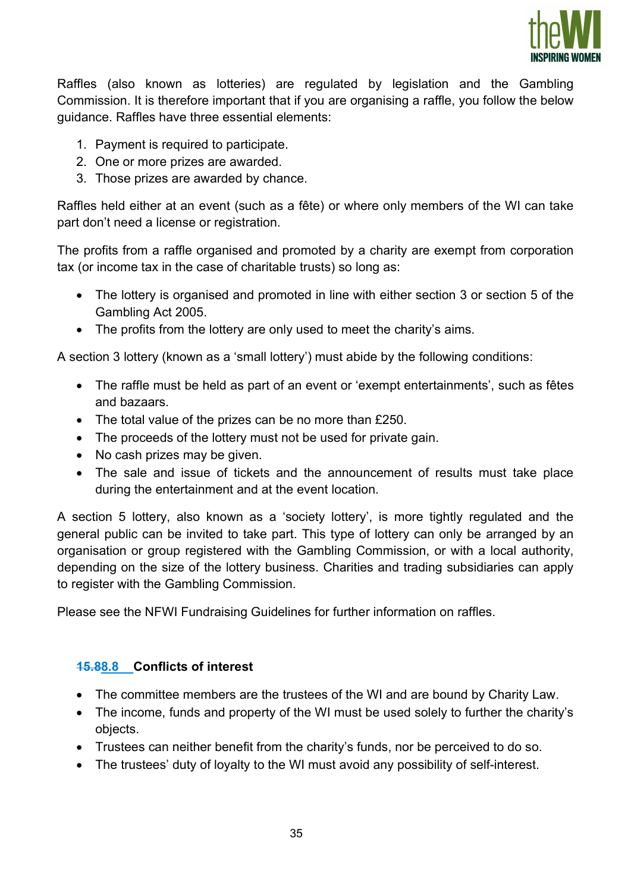Raffles (also known as lotteries) are regulated by legislation and the Gambling Commission. It is therefore important that if you are organising a raffle, you follow the below guidance. Raffles have three essential elements:

1. Payment is required to participate.
2. One or more prizes are awarded.
3. Those prizes are awarded by chance.

Raffles held either at an event (such as a fête) or where only members of the WI can take part don't need a license or registration.

The profits from a raffle organised and promoted by a charity are exempt from corporation tax (or income tax in the case of charitable trusts) so long as:

- The lottery is organised and promoted in line with either section 3 or section 5 of the Gambling Act 2005.
- The profits from the lottery are only used to meet the charity's aims.

A section 3 lottery (known as a 'small lottery') must abide by the following conditions:

- The raffle must be held as part of an event or 'exempt entertainments', such as fêtes and bazaars.
- The total value of the prizes can be no more than £250.
- The proceeds of the lottery must not be used for private gain.
- No cash prizes may be given.
- The sale and issue of tickets and the announcement of results must take place during the entertainment and at the event location.

A section 5 lottery, also known as a 'society lottery', is more tightly regulated and the general public can be invited to take part. This type of lottery can only be arranged by an organisation or group registered with the Gambling Commission, or with a local authority, depending on the size of the lottery business. Charities and trading subsidiaries can apply to register with the Gambling Commission.

Please see the NFWI Fundraising Guidelines for further information on raffles.

### ~~15.8~~8.8 Conflicts of interest

- The committee members are the trustees of the WI and are bound by Charity Law.
- The income, funds and property of the WI must be used solely to further the charity's objects.
- Trustees can neither benefit from the charity's funds, nor be perceived to do so.
- The trustees' duty of loyalty to the WI must avoid any possibility of self-interest.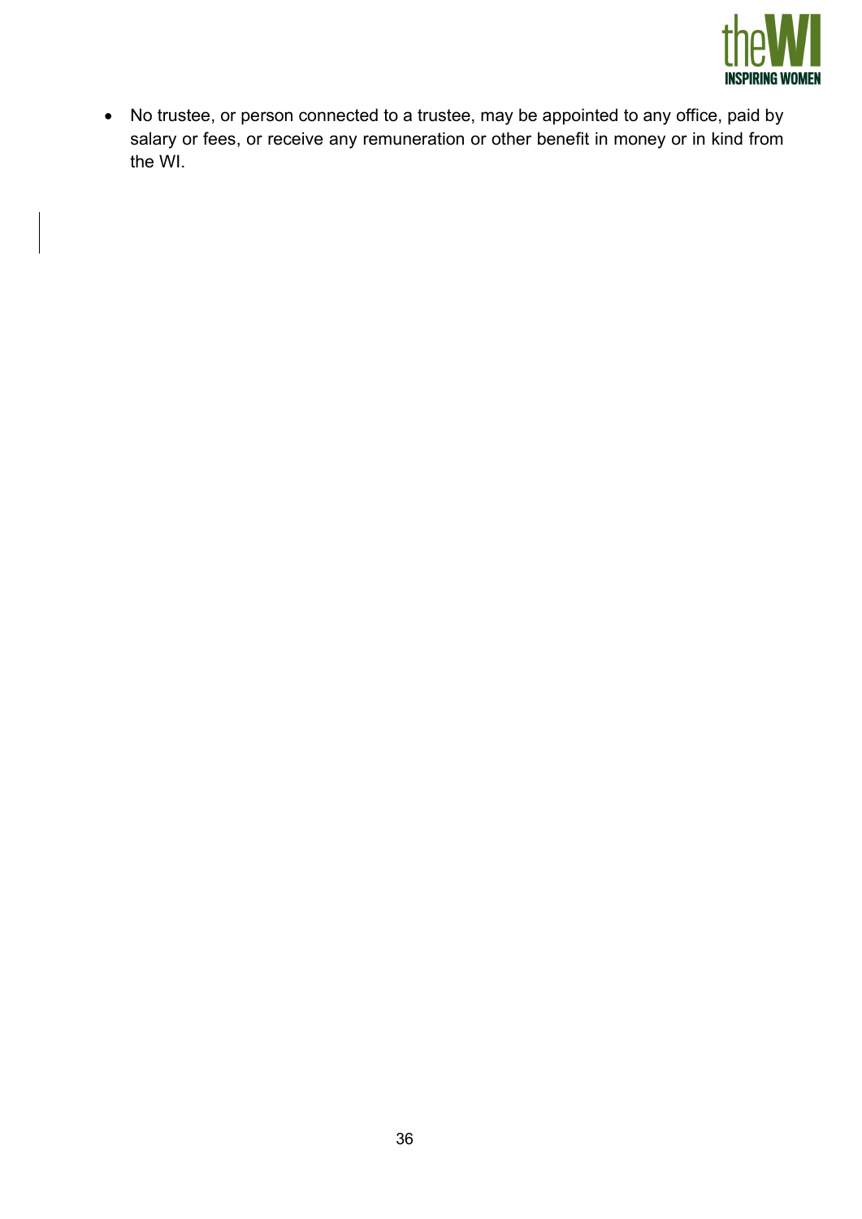- No trustee, or person connected to a trustee, may be appointed to any office, paid by salary or fees, or receive any remuneration or other benefit in money or in kind from the WI.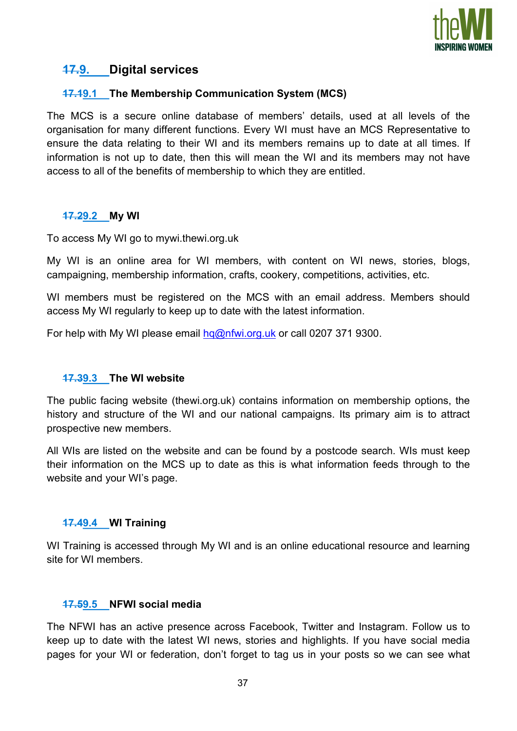## 9. Digital services

### 9.1 The Membership Communication System (MCS)

The MCS is a secure online database of members' details, used at all levels of the organisation for many different functions. Every WI must have an MCS Representative to ensure the data relating to their WI and its members remains up to date at all times. If information is not up to date, then this will mean the WI and its members may not have access to all of the benefits of membership to which they are entitled.

### 9.2 My WI

To access My WI go to mywi.thewi.org.uk

My WI is an online area for WI members, with content on WI news, stories, blogs, campaigning, membership information, crafts, cookery, competitions, activities, etc.

WI members must be registered on the MCS with an email address. Members should access My WI regularly to keep up to date with the latest information.

For help with My WI please email hq@nfwi.org.uk or call 0207 371 9300.

### 9.3 The WI website

The public facing website (thewi.org.uk) contains information on membership options, the history and structure of the WI and our national campaigns. Its primary aim is to attract prospective new members.

All WIs are listed on the website and can be found by a postcode search. WIs must keep their information on the MCS up to date as this is what information feeds through to the website and your WI's page.

### 9.4 WI Training

WI Training is accessed through My WI and is an online educational resource and learning site for WI members.

### 9.5 NFWI social media

The NFWI has an active presence across Facebook, Twitter and Instagram. Follow us to keep up to date with the latest WI news, stories and highlights. If you have social media pages for your WI or federation, don't forget to tag us in your posts so we can see what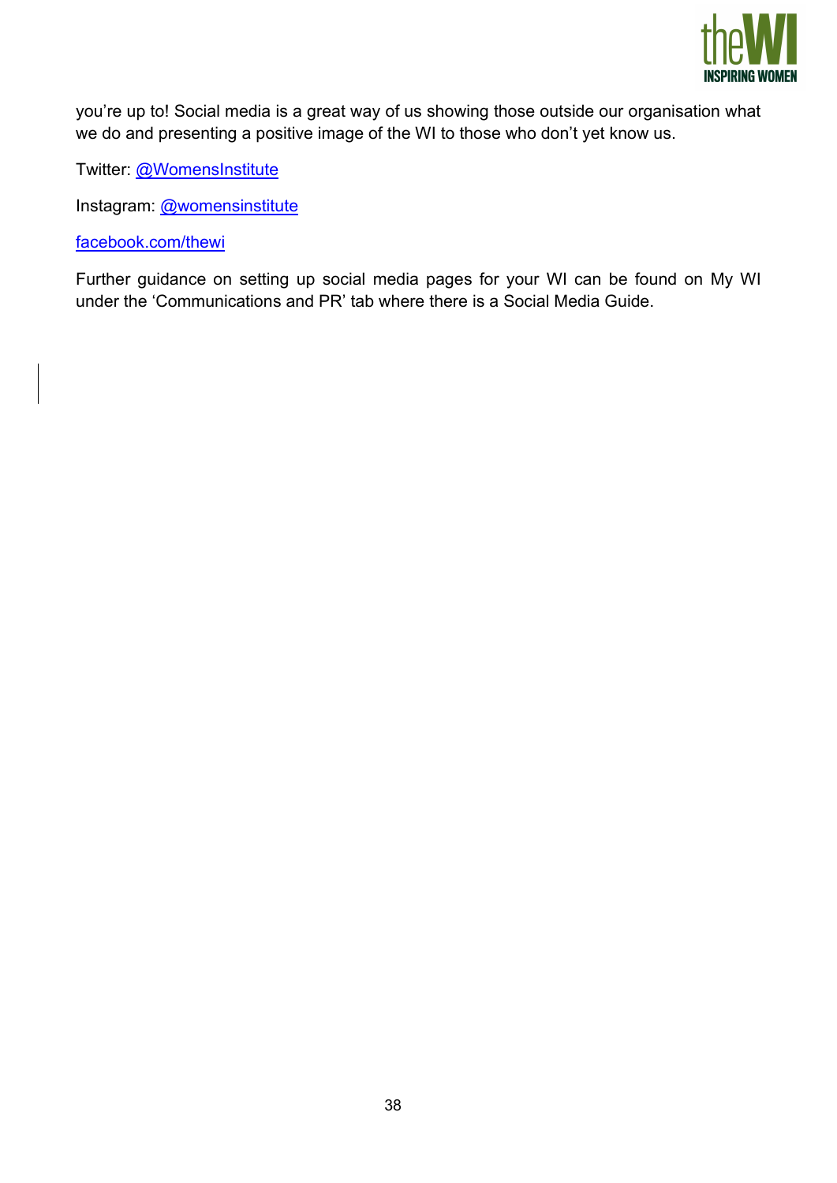you're up to! Social media is a great way of us showing those outside our organisation what we do and presenting a positive image of the WI to those who don't yet know us.

Twitter: @WomensInstitute

Instagram: @womensinstitute

facebook.com/thewi

Further guidance on setting up social media pages for your WI can be found on My WI under the 'Communications and PR' tab where there is a Social Media Guide.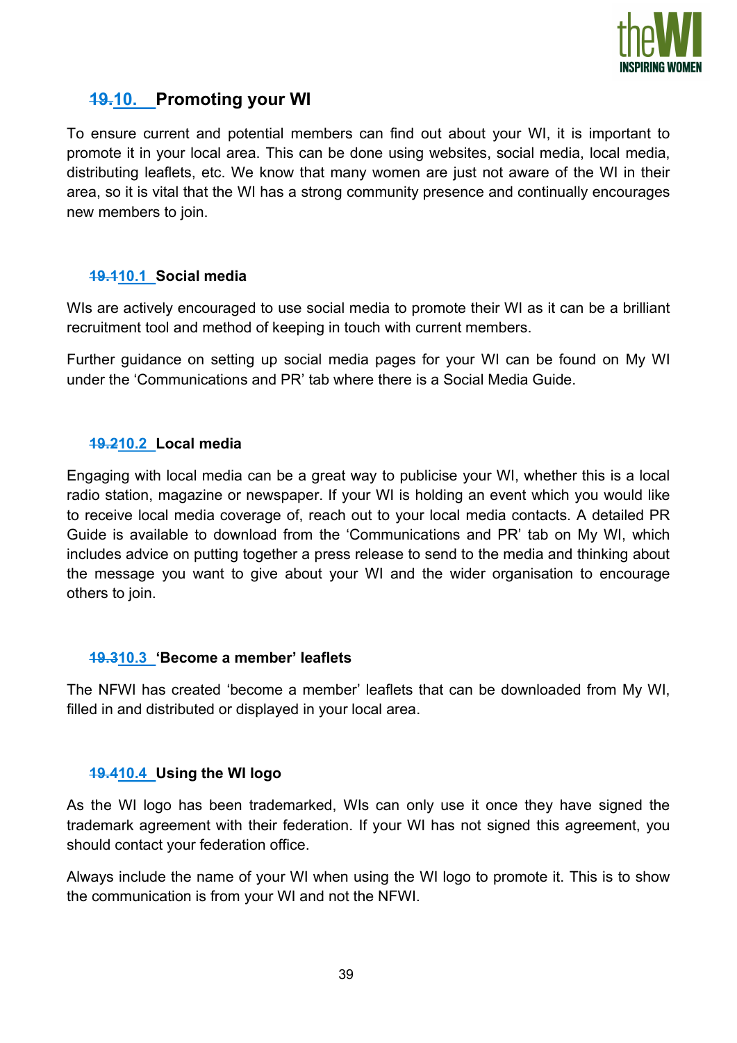## ~~19.~~10. Promoting your WI

To ensure current and potential members can find out about your WI, it is important to promote it in your local area. This can be done using websites, social media, local media, distributing leaflets, etc. We know that many women are just not aware of the WI in their area, so it is vital that the WI has a strong community presence and continually encourages new members to join.

### ~~19.1~~10.1 Social media

WIs are actively encouraged to use social media to promote their WI as it can be a brilliant recruitment tool and method of keeping in touch with current members.

Further guidance on setting up social media pages for your WI can be found on My WI under the 'Communications and PR' tab where there is a Social Media Guide.

### ~~19.2~~10.2 Local media

Engaging with local media can be a great way to publicise your WI, whether this is a local radio station, magazine or newspaper. If your WI is holding an event which you would like to receive local media coverage of, reach out to your local media contacts. A detailed PR Guide is available to download from the 'Communications and PR' tab on My WI, which includes advice on putting together a press release to send to the media and thinking about the message you want to give about your WI and the wider organisation to encourage others to join.

### ~~19.3~~10.3 'Become a member' leaflets

The NFWI has created 'become a member' leaflets that can be downloaded from My WI, filled in and distributed or displayed in your local area.

### ~~19.4~~10.4 Using the WI logo

As the WI logo has been trademarked, WIs can only use it once they have signed the trademark agreement with their federation. If your WI has not signed this agreement, you should contact your federation office.

Always include the name of your WI when using the WI logo to promote it. This is to show the communication is from your WI and not the NFWI.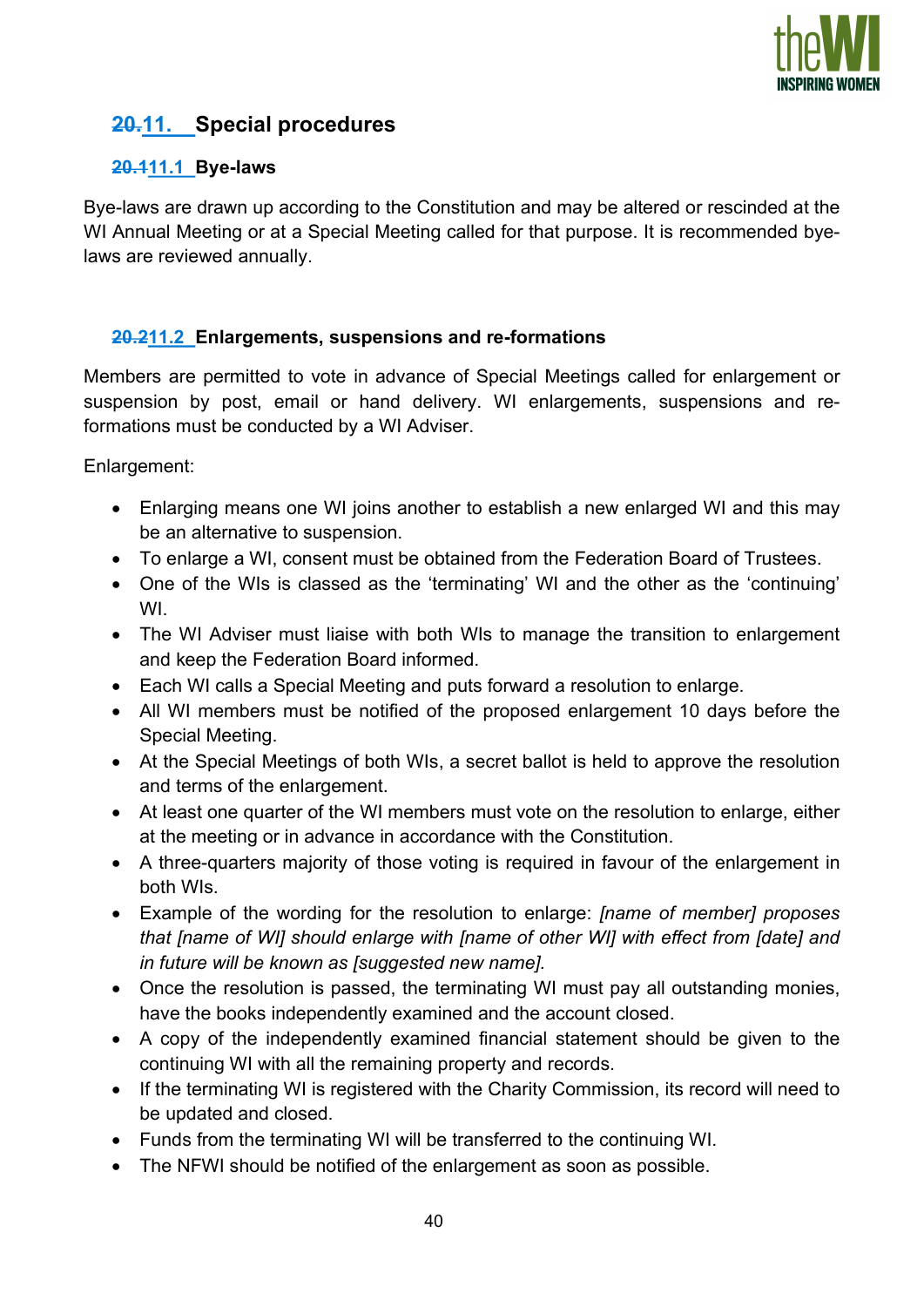## 11. Special procedures

### 11.1 Bye-laws

Bye-laws are drawn up according to the Constitution and may be altered or rescinded at the WI Annual Meeting or at a Special Meeting called for that purpose. It is recommended bye-laws are reviewed annually.

### 11.2 Enlargements, suspensions and re-formations

Members are permitted to vote in advance of Special Meetings called for enlargement or suspension by post, email or hand delivery. WI enlargements, suspensions and re-formations must be conducted by a WI Adviser.

Enlargement:

- Enlarging means one WI joins another to establish a new enlarged WI and this may be an alternative to suspension.
- To enlarge a WI, consent must be obtained from the Federation Board of Trustees.
- One of the WIs is classed as the 'terminating' WI and the other as the 'continuing' WI.
- The WI Adviser must liaise with both WIs to manage the transition to enlargement and keep the Federation Board informed.
- Each WI calls a Special Meeting and puts forward a resolution to enlarge.
- All WI members must be notified of the proposed enlargement 10 days before the Special Meeting.
- At the Special Meetings of both WIs, a secret ballot is held to approve the resolution and terms of the enlargement.
- At least one quarter of the WI members must vote on the resolution to enlarge, either at the meeting or in advance in accordance with the Constitution.
- A three-quarters majority of those voting is required in favour of the enlargement in both WIs.
- Example of the wording for the resolution to enlarge: *[name of member] proposes that [name of WI] should enlarge with [name of other WI] with effect from [date] and in future will be known as [suggested new name].*
- Once the resolution is passed, the terminating WI must pay all outstanding monies, have the books independently examined and the account closed.
- A copy of the independently examined financial statement should be given to the continuing WI with all the remaining property and records.
- If the terminating WI is registered with the Charity Commission, its record will need to be updated and closed.
- Funds from the terminating WI will be transferred to the continuing WI.
- The NFWI should be notified of the enlargement as soon as possible.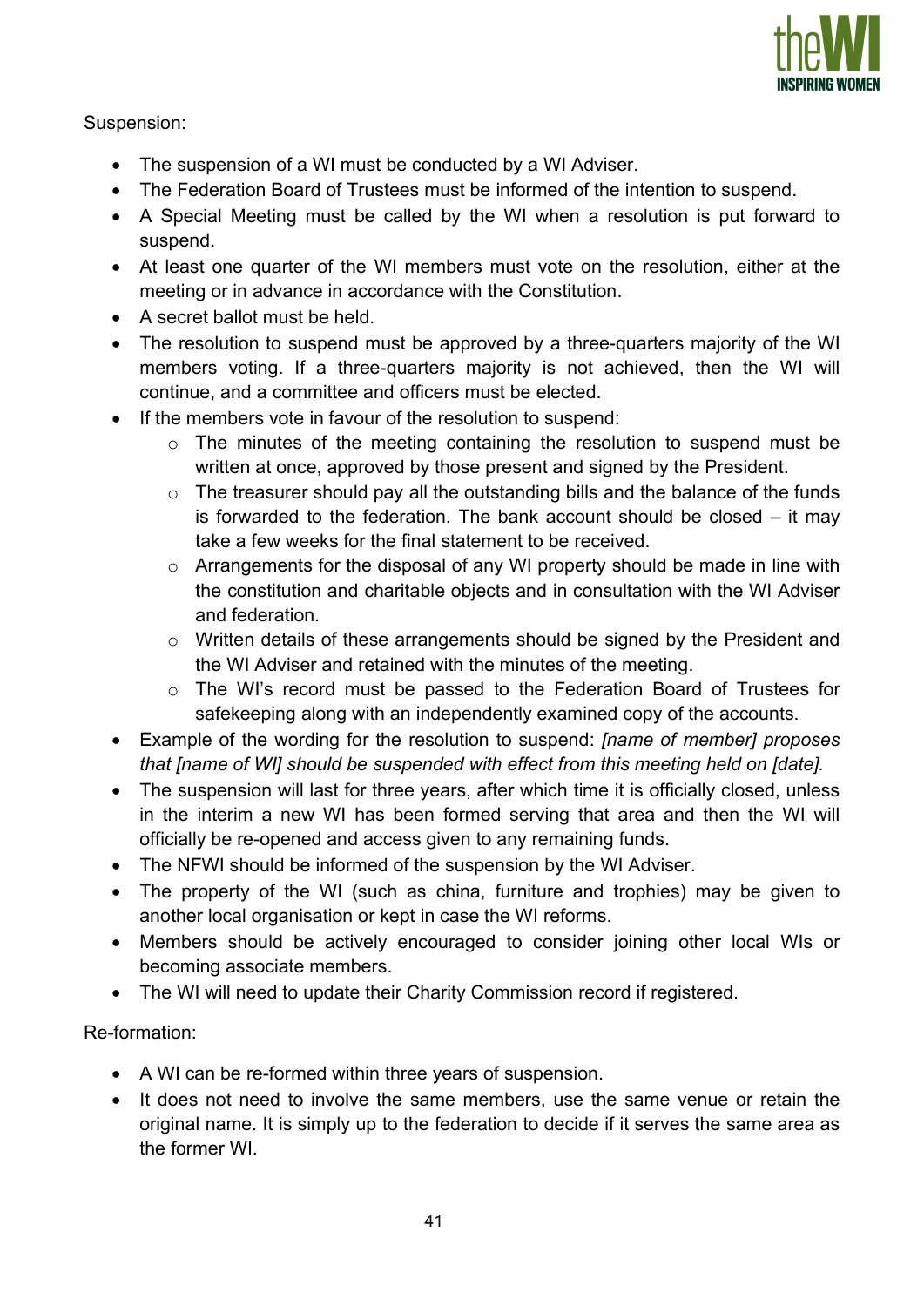Suspension:

- The suspension of a WI must be conducted by a WI Adviser.
- The Federation Board of Trustees must be informed of the intention to suspend.
- A Special Meeting must be called by the WI when a resolution is put forward to suspend.
- At least one quarter of the WI members must vote on the resolution, either at the meeting or in advance in accordance with the Constitution.
- A secret ballot must be held.
- The resolution to suspend must be approved by a three-quarters majority of the WI members voting. If a three-quarters majority is not achieved, then the WI will continue, and a committee and officers must be elected.
- If the members vote in favour of the resolution to suspend:
    - The minutes of the meeting containing the resolution to suspend must be written at once, approved by those present and signed by the President.
    - The treasurer should pay all the outstanding bills and the balance of the funds is forwarded to the federation. The bank account should be closed – it may take a few weeks for the final statement to be received.
    - Arrangements for the disposal of any WI property should be made in line with the constitution and charitable objects and in consultation with the WI Adviser and federation.
    - Written details of these arrangements should be signed by the President and the WI Adviser and retained with the minutes of the meeting.
    - The WI's record must be passed to the Federation Board of Trustees for safekeeping along with an independently examined copy of the accounts.
- Example of the wording for the resolution to suspend: *[name of member] proposes that [name of WI] should be suspended with effect from this meeting held on [date].*
- The suspension will last for three years, after which time it is officially closed, unless in the interim a new WI has been formed serving that area and then the WI will officially be re-opened and access given to any remaining funds.
- The NFWI should be informed of the suspension by the WI Adviser.
- The property of the WI (such as china, furniture and trophies) may be given to another local organisation or kept in case the WI reforms.
- Members should be actively encouraged to consider joining other local WIs or becoming associate members.
- The WI will need to update their Charity Commission record if registered.

Re-formation:

- A WI can be re-formed within three years of suspension.
- It does not need to involve the same members, use the same venue or retain the original name. It is simply up to the federation to decide if it serves the same area as the former WI.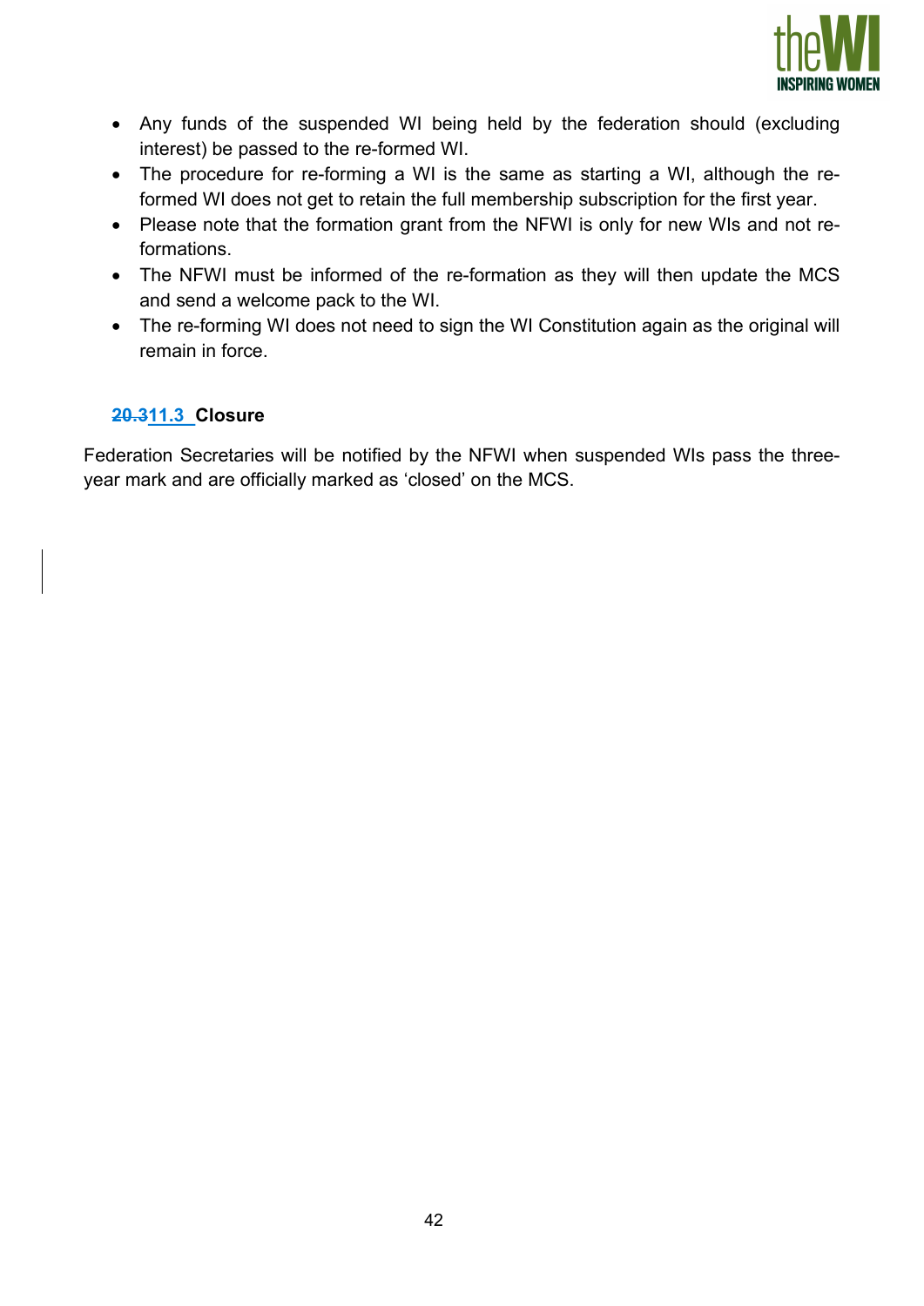- Any funds of the suspended WI being held by the federation should (excluding interest) be passed to the re-formed WI.
- The procedure for re-forming a WI is the same as starting a WI, although the re-formed WI does not get to retain the full membership subscription for the first year.
- Please note that the formation grant from the NFWI is only for new WIs and not re-formations.
- The NFWI must be informed of the re-formation as they will then update the MCS and send a welcome pack to the WI.
- The re-forming WI does not need to sign the WI Constitution again as the original will remain in force.

### ~~20.3~~11.3 Closure

Federation Secretaries will be notified by the NFWI when suspended WIs pass the three-year mark and are officially marked as 'closed' on the MCS.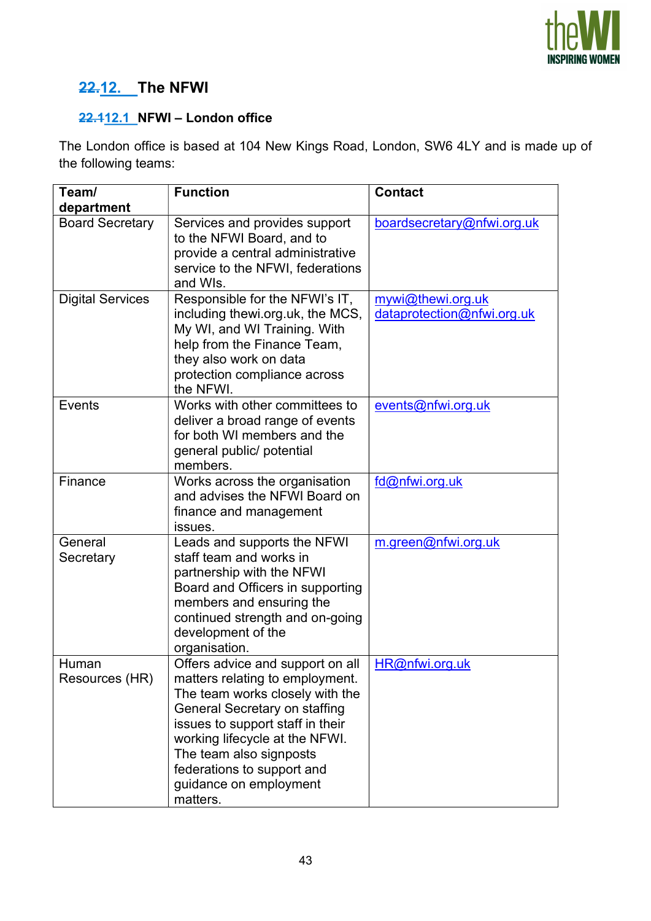## ~~22.~~12. The NFWI

### ~~22.1~~12.1 NFWI – London office

The London office is based at 104 New Kings Road, London, SW6 4LY and is made up of the following teams:

| Team/ department | Function | Contact |
|---|---|---|
| Board Secretary | Services and provides support to the NFWI Board, and to provide a central administrative service to the NFWI, federations and WIs. | boardsecretary@nfwi.org.uk |
| Digital Services | Responsible for the NFWI's IT, including thewi.org.uk, the MCS, My WI, and WI Training. With help from the Finance Team, they also work on data protection compliance across the NFWI. | mywi@thewi.org.uk<br>dataprotection@nfwi.org.uk |
| Events | Works with other committees to deliver a broad range of events for both WI members and the general public/ potential members. | events@nfwi.org.uk |
| Finance | Works across the organisation and advises the NFWI Board on finance and management issues. | fd@nfwi.org.uk |
| General Secretary | Leads and supports the NFWI staff team and works in partnership with the NFWI Board and Officers in supporting members and ensuring the continued strength and on-going development of the organisation. | m.green@nfwi.org.uk |
| Human Resources (HR) | Offers advice and support on all matters relating to employment. The team works closely with the General Secretary on staffing issues to support staff in their working lifecycle at the NFWI. The team also signposts federations to support and guidance on employment matters. | HR@nfwi.org.uk |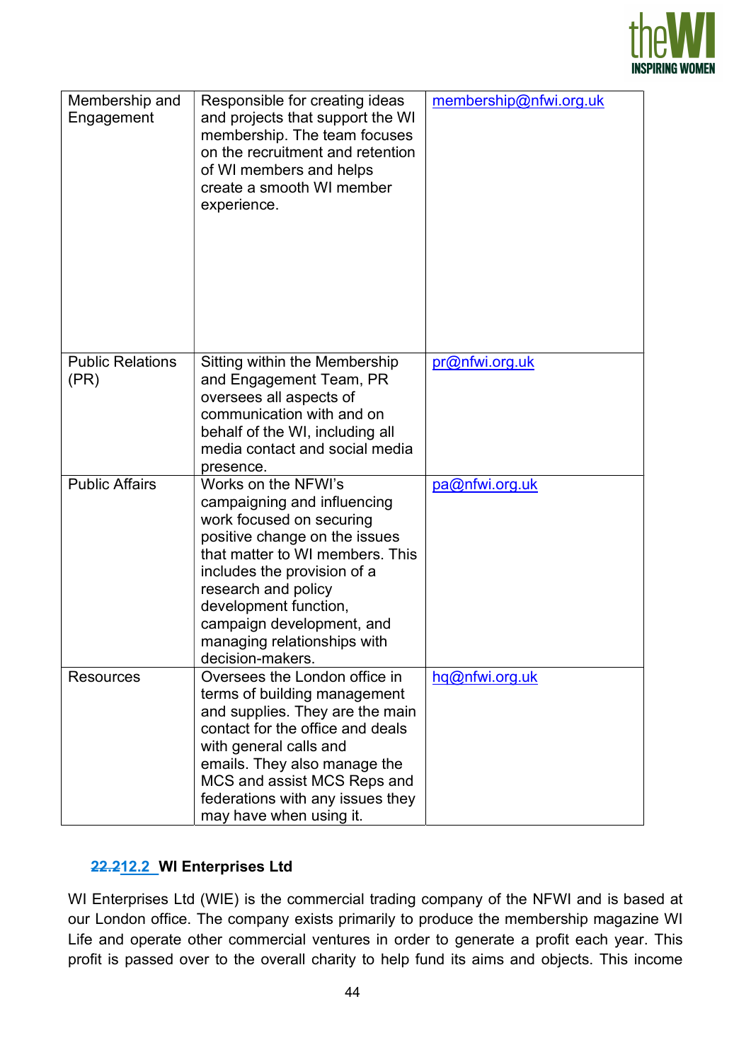| Membership and Engagement | Responsible for creating ideas and projects that support the WI membership. The team focuses on the recruitment and retention of WI members and helps create a smooth WI member experience. | membership@nfwi.org.uk |
|---|---|---|
| Public Relations (PR) | Sitting within the Membership and Engagement Team, PR oversees all aspects of communication with and on behalf of the WI, including all media contact and social media presence. | pr@nfwi.org.uk |
| Public Affairs | Works on the NFWI's campaigning and influencing work focused on securing positive change on the issues that matter to WI members. This includes the provision of a research and policy development function, campaign development, and managing relationships with decision-makers. | pa@nfwi.org.uk |
| Resources | Oversees the London office in terms of building management and supplies. They are the main contact for the office and deals with general calls and emails. They also manage the MCS and assist MCS Reps and federations with any issues they may have when using it. | hq@nfwi.org.uk |

### 12.2 WI Enterprises Ltd

WI Enterprises Ltd (WIE) is the commercial trading company of the NFWI and is based at our London office. The company exists primarily to produce the membership magazine WI Life and operate other commercial ventures in order to generate a profit each year. This profit is passed over to the overall charity to help fund its aims and objects. This income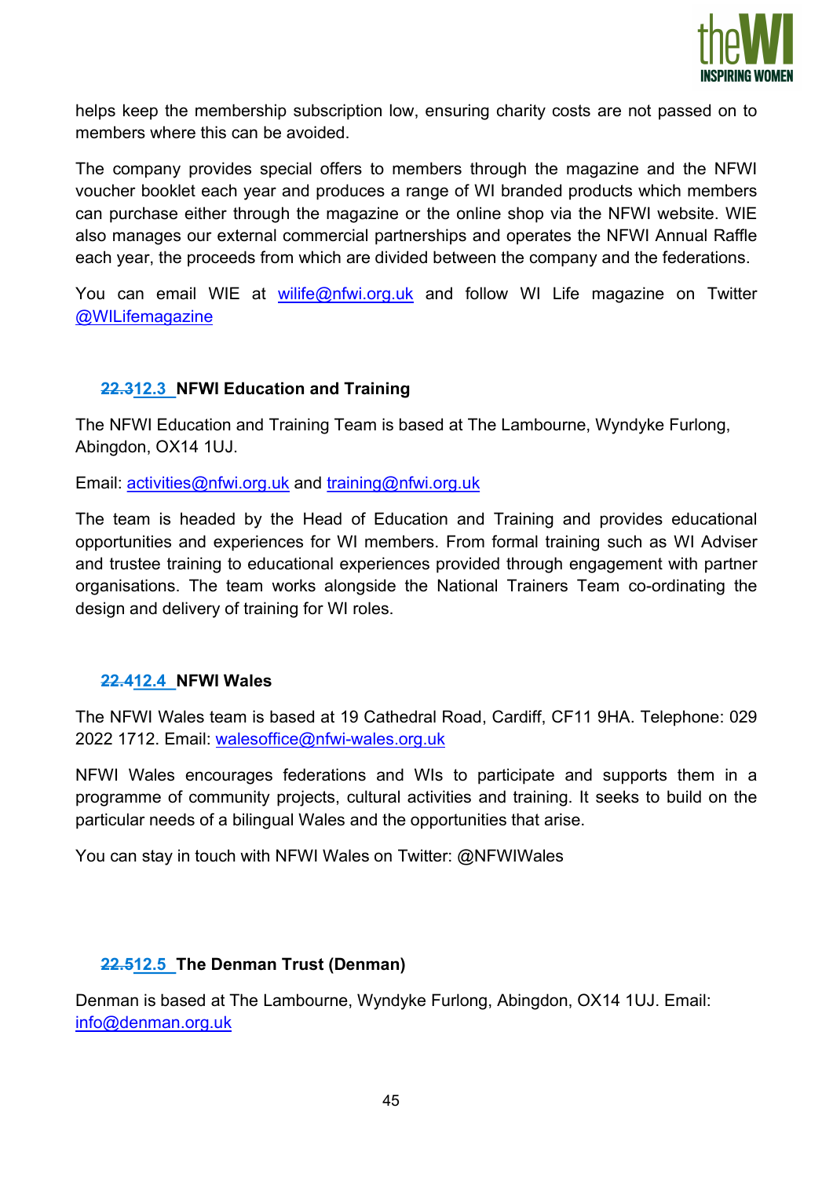helps keep the membership subscription low, ensuring charity costs are not passed on to members where this can be avoided.

The company provides special offers to members through the magazine and the NFWI voucher booklet each year and produces a range of WI branded products which members can purchase either through the magazine or the online shop via the NFWI website. WIE also manages our external commercial partnerships and operates the NFWI Annual Raffle each year, the proceeds from which are divided between the company and the federations.

You can email WIE at wilife@nfwi.org.uk and follow WI Life magazine on Twitter @WILifemagazine

### ~~22.3~~12.3 NFWI Education and Training

The NFWI Education and Training Team is based at The Lambourne, Wyndyke Furlong, Abingdon, OX14 1UJ.

Email: activities@nfwi.org.uk and training@nfwi.org.uk

The team is headed by the Head of Education and Training and provides educational opportunities and experiences for WI members. From formal training such as WI Adviser and trustee training to educational experiences provided through engagement with partner organisations. The team works alongside the National Trainers Team co-ordinating the design and delivery of training for WI roles.

### ~~22.4~~12.4 NFWI Wales

The NFWI Wales team is based at 19 Cathedral Road, Cardiff, CF11 9HA. Telephone: 029 2022 1712. Email: walesoffice@nfwi-wales.org.uk

NFWI Wales encourages federations and WIs to participate and supports them in a programme of community projects, cultural activities and training. It seeks to build on the particular needs of a bilingual Wales and the opportunities that arise.

You can stay in touch with NFWI Wales on Twitter: @NFWIWales

### ~~22.5~~12.5 The Denman Trust (Denman)

Denman is based at The Lambourne, Wyndyke Furlong, Abingdon, OX14 1UJ. Email: info@denman.org.uk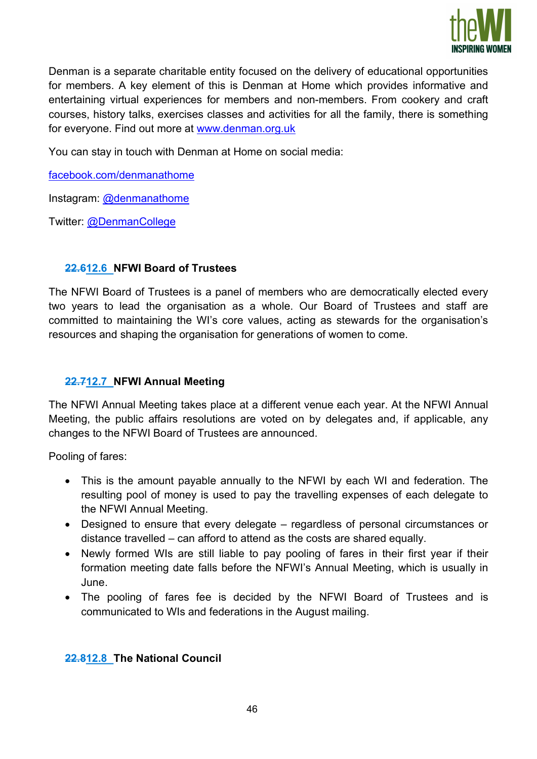Denman is a separate charitable entity focused on the delivery of educational opportunities for members. A key element of this is Denman at Home which provides informative and entertaining virtual experiences for members and non-members. From cookery and craft courses, history talks, exercises classes and activities for all the family, there is something for everyone. Find out more at [www.denman.org.uk](http://www.denman.org.uk)

You can stay in touch with Denman at Home on social media:

[facebook.com/denmanathome](https://facebook.com/denmanathome)

Instagram: [@denmanathome](https://instagram.com/denmanathome)

Twitter: [@DenmanCollege](https://twitter.com/DenmanCollege)

### ~~22.6~~12.6 NFWI Board of Trustees

The NFWI Board of Trustees is a panel of members who are democratically elected every two years to lead the organisation as a whole. Our Board of Trustees and staff are committed to maintaining the WI's core values, acting as stewards for the organisation's resources and shaping the organisation for generations of women to come.

### ~~22.7~~12.7 NFWI Annual Meeting

The NFWI Annual Meeting takes place at a different venue each year. At the NFWI Annual Meeting, the public affairs resolutions are voted on by delegates and, if applicable, any changes to the NFWI Board of Trustees are announced.

Pooling of fares:

- This is the amount payable annually to the NFWI by each WI and federation. The resulting pool of money is used to pay the travelling expenses of each delegate to the NFWI Annual Meeting.
- Designed to ensure that every delegate – regardless of personal circumstances or distance travelled – can afford to attend as the costs are shared equally.
- Newly formed WIs are still liable to pay pooling of fares in their first year if their formation meeting date falls before the NFWI's Annual Meeting, which is usually in June.
- The pooling of fares fee is decided by the NFWI Board of Trustees and is communicated to WIs and federations in the August mailing.

### ~~22.8~~12.8 The National Council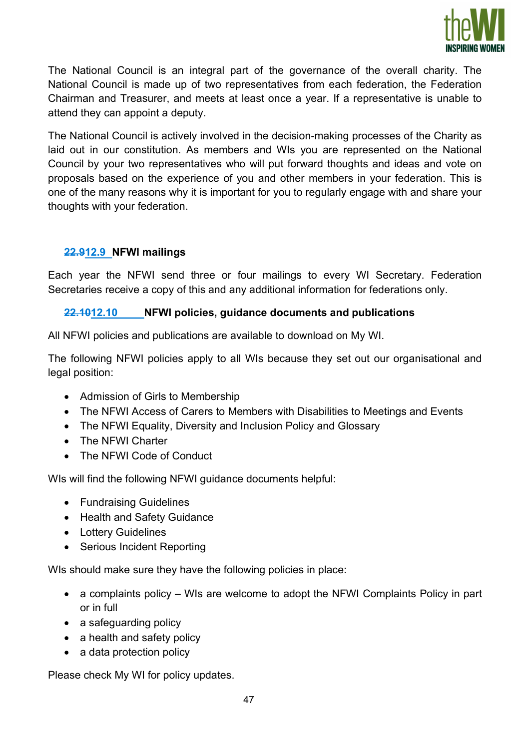The National Council is an integral part of the governance of the overall charity. The National Council is made up of two representatives from each federation, the Federation Chairman and Treasurer, and meets at least once a year. If a representative is unable to attend they can appoint a deputy.

The National Council is actively involved in the decision-making processes of the Charity as laid out in our constitution. As members and WIs you are represented on the National Council by your two representatives who will put forward thoughts and ideas and vote on proposals based on the experience of you and other members in your federation. This is one of the many reasons why it is important for you to regularly engage with and share your thoughts with your federation.

### 12.9 NFWI mailings

Each year the NFWI send three or four mailings to every WI Secretary. Federation Secretaries receive a copy of this and any additional information for federations only.

### 12.10 NFWI policies, guidance documents and publications

All NFWI policies and publications are available to download on My WI.

The following NFWI policies apply to all WIs because they set out our organisational and legal position:

- Admission of Girls to Membership
- The NFWI Access of Carers to Members with Disabilities to Meetings and Events
- The NFWI Equality, Diversity and Inclusion Policy and Glossary
- The NFWI Charter
- The NFWI Code of Conduct

WIs will find the following NFWI guidance documents helpful:

- Fundraising Guidelines
- Health and Safety Guidance
- Lottery Guidelines
- Serious Incident Reporting

WIs should make sure they have the following policies in place:

- a complaints policy – WIs are welcome to adopt the NFWI Complaints Policy in part or in full
- a safeguarding policy
- a health and safety policy
- a data protection policy

Please check My WI for policy updates.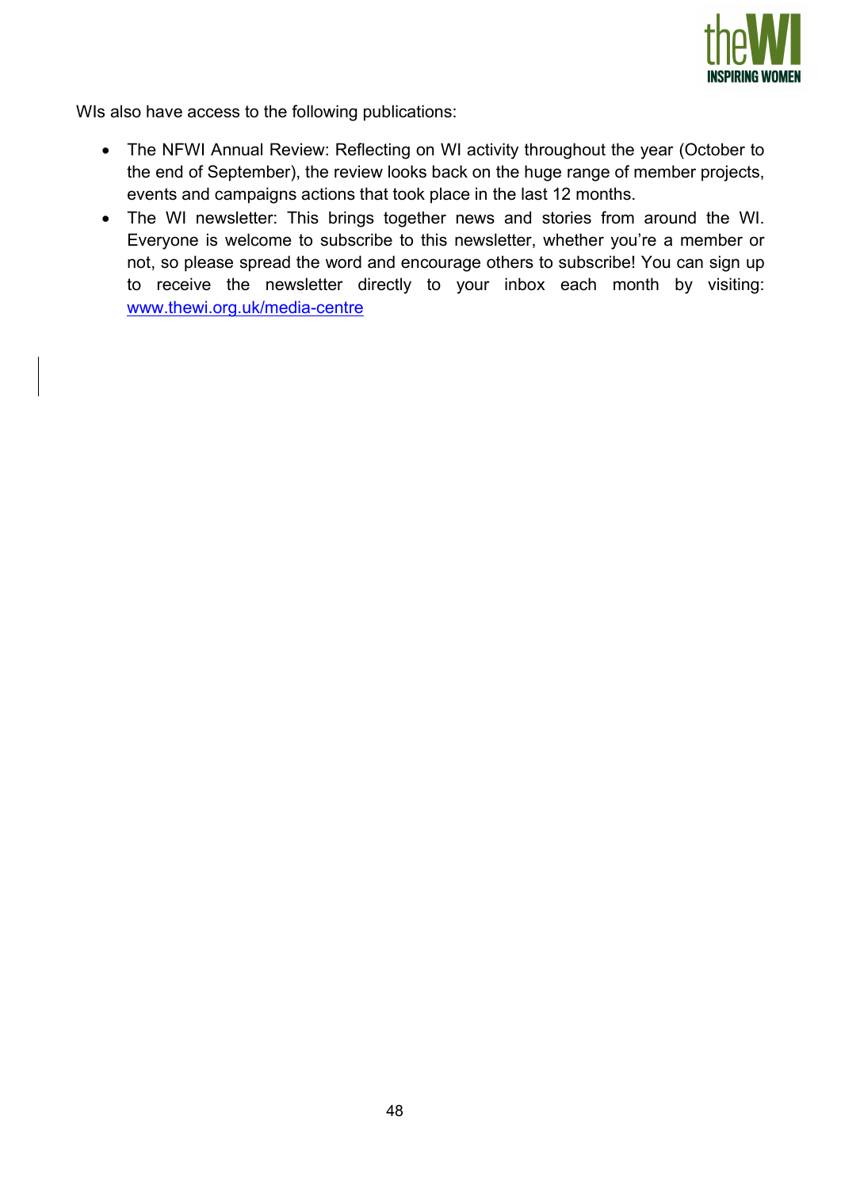WIs also have access to the following publications:

- The NFWI Annual Review: Reflecting on WI activity throughout the year (October to the end of September), the review looks back on the huge range of member projects, events and campaigns actions that took place in the last 12 months.
- The WI newsletter: This brings together news and stories from around the WI. Everyone is welcome to subscribe to this newsletter, whether you're a member or not, so please spread the word and encourage others to subscribe! You can sign up to receive the newsletter directly to your inbox each month by visiting: www.thewi.org.uk/media-centre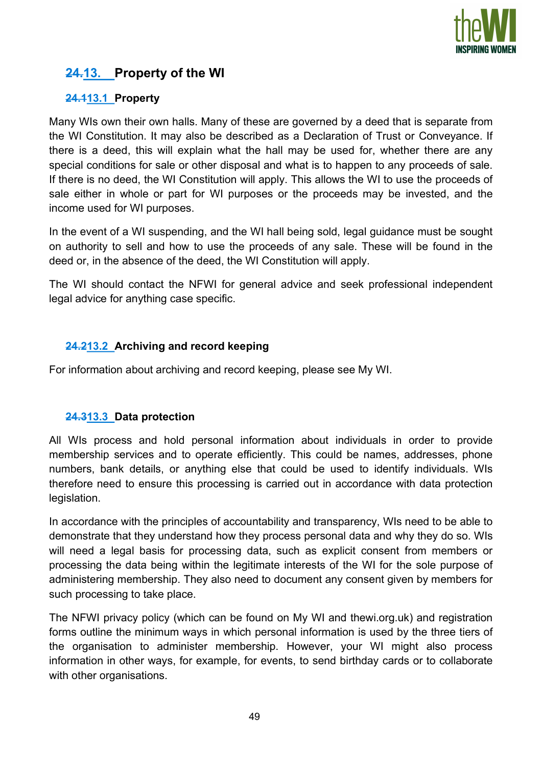## ~~24.~~13. Property of the WI

### ~~24.1~~13.1 Property

Many WIs own their own halls. Many of these are governed by a deed that is separate from the WI Constitution. It may also be described as a Declaration of Trust or Conveyance. If there is a deed, this will explain what the hall may be used for, whether there are any special conditions for sale or other disposal and what is to happen to any proceeds of sale. If there is no deed, the WI Constitution will apply. This allows the WI to use the proceeds of sale either in whole or part for WI purposes or the proceeds may be invested, and the income used for WI purposes.

In the event of a WI suspending, and the WI hall being sold, legal guidance must be sought on authority to sell and how to use the proceeds of any sale. These will be found in the deed or, in the absence of the deed, the WI Constitution will apply.

The WI should contact the NFWI for general advice and seek professional independent legal advice for anything case specific.

### ~~24.2~~13.2 Archiving and record keeping

For information about archiving and record keeping, please see My WI.

### ~~24.3~~13.3 Data protection

All WIs process and hold personal information about individuals in order to provide membership services and to operate efficiently. This could be names, addresses, phone numbers, bank details, or anything else that could be used to identify individuals. WIs therefore need to ensure this processing is carried out in accordance with data protection legislation.

In accordance with the principles of accountability and transparency, WIs need to be able to demonstrate that they understand how they process personal data and why they do so. WIs will need a legal basis for processing data, such as explicit consent from members or processing the data being within the legitimate interests of the WI for the sole purpose of administering membership. They also need to document any consent given by members for such processing to take place.

The NFWI privacy policy (which can be found on My WI and thewi.org.uk) and registration forms outline the minimum ways in which personal information is used by the three tiers of the organisation to administer membership. However, your WI might also process information in other ways, for example, for events, to send birthday cards or to collaborate with other organisations.